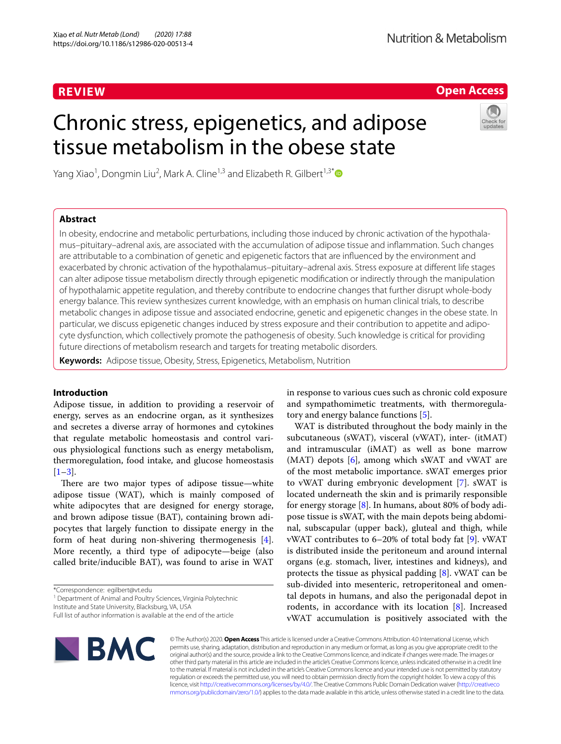REVIEW

Open Access

# Chronic stress, epigenetics, and adipose tissue metabolism in the obese state

Yang Xiao[1], Dongmin Liu[2], Mark A. Cline[1,3] and Elizabeth R. Gilbert[1,3*]

## Abstract

In obesity, endocrine and metabolic perturbations, including those induced by chronic activation of the hypothalamus–pituitary–adrenal axis, are associated with the accumulation of adipose tissue and inflammation. Such changes are attributable to a combination of genetic and epigenetic factors that are influenced by the environment and exacerbated by chronic activation of the hypothalamus–pituitary–adrenal axis. Stress exposure at different life stages can alter adipose tissue metabolism directly through epigenetic modification or indirectly through the manipulation of hypothalamic appetite regulation, and thereby contribute to endocrine changes that further disrupt whole-body energy balance. This review synthesizes current knowledge, with an emphasis on human clinical trials, to describe metabolic changes in adipose tissue and associated endocrine, genetic and epigenetic changes in the obese state. In particular, we discuss epigenetic changes induced by stress exposure and their contribution to appetite and adipocyte dysfunction, which collectively promote the pathogenesis of obesity. Such knowledge is critical for providing future directions of metabolism research and targets for treating metabolic disorders.

**Keywords:** Adipose tissue, Obesity, Stress, Epigenetics, Metabolism, Nutrition

## Introduction

Adipose tissue, in addition to providing a reservoir of energy, serves as an endocrine organ, as it synthesizes and secretes a diverse array of hormones and cytokines that regulate metabolic homeostasis and control various physiological functions such as energy metabolism, thermoregulation, food intake, and glucose homeostasis [1–3].

There are two major types of adipose tissue—white adipose tissue (WAT), which is mainly composed of white adipocytes that are designed for energy storage, and brown adipose tissue (BAT), containing brown adipocytes that largely function to dissipate energy in the form of heat during non-shivering thermogenesis [4]. More recently, a third type of adipocyte—beige (also called brite/inducible BAT), was found to arise in WAT in response to various cues such as chronic cold exposure and sympathomimetic treatments, with thermoregulatory and energy balance functions [5].

WAT is distributed throughout the body mainly in the subcutaneous (sWAT), visceral (vWAT), inter- (itMAT) and intramuscular (iMAT) as well as bone marrow (MAT) depots [6], among which sWAT and vWAT are of the most metabolic importance. sWAT emerges prior to vWAT during embryonic development [7]. sWAT is located underneath the skin and is primarily responsible for energy storage [8]. In humans, about 80% of body adipose tissue is sWAT, with the main depots being abdominal, subscapular (upper back), gluteal and thigh, while vWAT contributes to 6–20% of total body fat [9]. vWAT is distributed inside the peritoneum and around internal organs (e.g. stomach, liver, intestines and kidneys), and protects the tissue as physical padding [8]. vWAT can be sub-divided into mesenteric, retroperitoneal and omental depots in humans, and also the perigonadal depot in rodents, in accordance with its location [8]. Increased vWAT accumulation is positively associated with the

*Correspondence: egilbert@vt.edu
[1] Department of Animal and Poultry Sciences, Virginia Polytechnic Institute and State University, Blacksburg, VA, USA
Full list of author information is available at the end of the article

© The Author(s) 2020. **Open Access** This article is licensed under a Creative Commons Attribution 4.0 International License, which permits use, sharing, adaptation, distribution and reproduction in any medium or format, as long as you give appropriate credit to the original author(s) and the source, provide a link to the Creative Commons licence, and indicate if changes were made. The images or other third party material in this article are included in the article's Creative Commons licence, unless indicated otherwise in a credit line to the material. If material is not included in the article's Creative Commons licence and your intended use is not permitted by statutory regulation or exceeds the permitted use, you will need to obtain permission directly from the copyright holder. To view a copy of this licence, visit http://creativecommons.org/licenses/by/4.0/. The Creative Commons Public Domain Dedication waiver (http://creativecommons.org/publicdomain/zero/1.0/) applies to the data made available in this article, unless otherwise stated in a credit line to the data.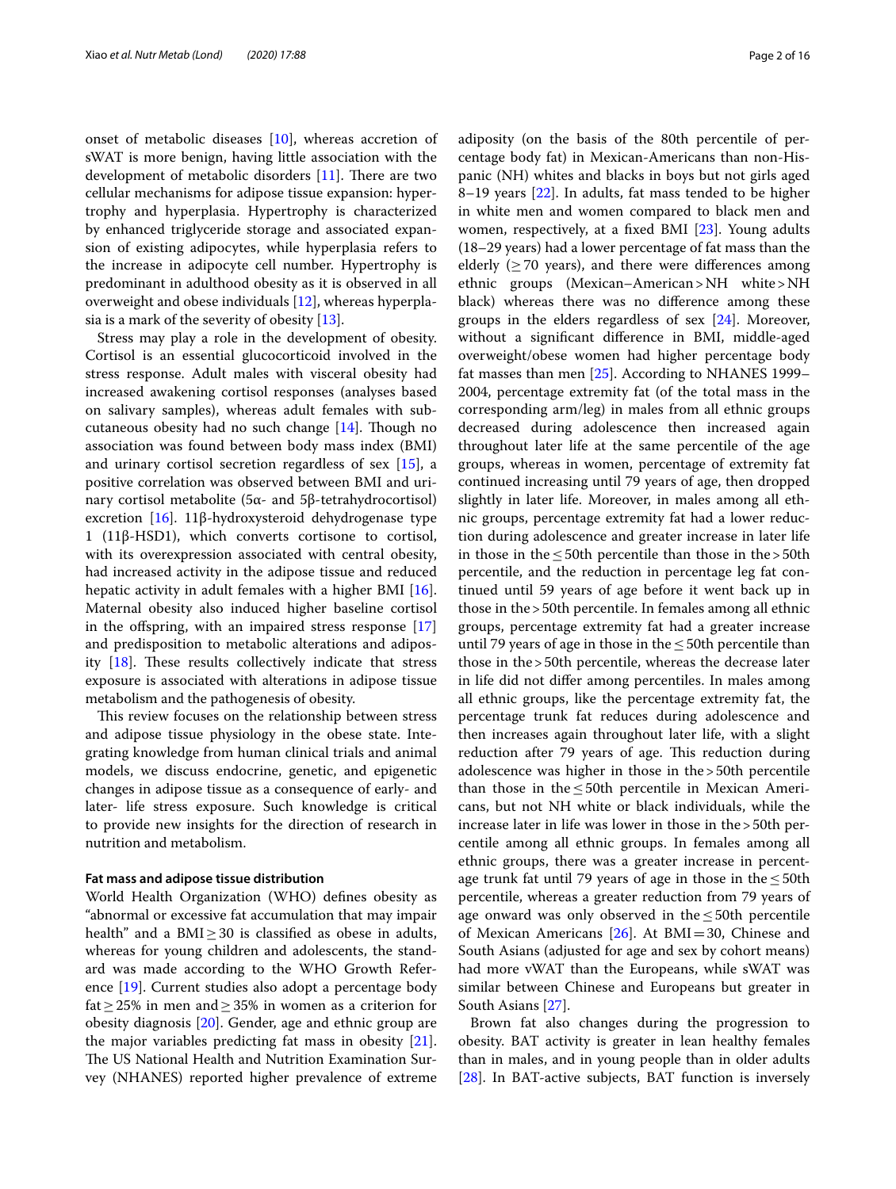onset of metabolic diseases [10], whereas accretion of sWAT is more benign, having little association with the development of metabolic disorders [11]. There are two cellular mechanisms for adipose tissue expansion: hypertrophy and hyperplasia. Hypertrophy is characterized by enhanced triglyceride storage and associated expansion of existing adipocytes, while hyperplasia refers to the increase in adipocyte cell number. Hypertrophy is predominant in adulthood obesity as it is observed in all overweight and obese individuals [12], whereas hyperplasia is a mark of the severity of obesity [13].

Stress may play a role in the development of obesity. Cortisol is an essential glucocorticoid involved in the stress response. Adult males with visceral obesity had increased awakening cortisol responses (analyses based on salivary samples), whereas adult females with subcutaneous obesity had no such change [14]. Though no association was found between body mass index (BMI) and urinary cortisol secretion regardless of sex [15], a positive correlation was observed between BMI and urinary cortisol metabolite (5α- and 5β-tetrahydrocortisol) excretion [16]. 11β-hydroxysteroid dehydrogenase type 1 (11β-HSD1), which converts cortisone to cortisol, with its overexpression associated with central obesity, had increased activity in the adipose tissue and reduced hepatic activity in adult females with a higher BMI [16]. Maternal obesity also induced higher baseline cortisol in the offspring, with an impaired stress response [17] and predisposition to metabolic alterations and adiposity [18]. These results collectively indicate that stress exposure is associated with alterations in adipose tissue metabolism and the pathogenesis of obesity.

This review focuses on the relationship between stress and adipose tissue physiology in the obese state. Integrating knowledge from human clinical trials and animal models, we discuss endocrine, genetic, and epigenetic changes in adipose tissue as a consequence of early- and later- life stress exposure. Such knowledge is critical to provide new insights for the direction of research in nutrition and metabolism.

### Fat mass and adipose tissue distribution

World Health Organization (WHO) defines obesity as "abnormal or excessive fat accumulation that may impair health" and a BMI ≥ 30 is classified as obese in adults, whereas for young children and adolescents, the standard was made according to the WHO Growth Reference [19]. Current studies also adopt a percentage body fat ≥ 25% in men and ≥ 35% in women as a criterion for obesity diagnosis [20]. Gender, age and ethnic group are the major variables predicting fat mass in obesity [21]. The US National Health and Nutrition Examination Survey (NHANES) reported higher prevalence of extreme adiposity (on the basis of the 80th percentile of percentage body fat) in Mexican-Americans than non-Hispanic (NH) whites and blacks in boys but not girls aged 8–19 years [22]. In adults, fat mass tended to be higher in white men and women compared to black men and women, respectively, at a fixed BMI [23]. Young adults (18–29 years) had a lower percentage of fat mass than the elderly (≥ 70 years), and there were differences among ethnic groups (Mexican–American > NH white > NH black) whereas there was no difference among these groups in the elders regardless of sex [24]. Moreover, without a significant difference in BMI, middle-aged overweight/obese women had higher percentage body fat masses than men [25]. According to NHANES 1999–2004, percentage extremity fat (of the total mass in the corresponding arm/leg) in males from all ethnic groups decreased during adolescence then increased again throughout later life at the same percentile of the age groups, whereas in women, percentage of extremity fat continued increasing until 79 years of age, then dropped slightly in later life. Moreover, in males among all ethnic groups, percentage extremity fat had a lower reduction during adolescence and greater increase in later life in those in the ≤ 50th percentile than those in the > 50th percentile, and the reduction in percentage leg fat continued until 59 years of age before it went back up in those in the > 50th percentile. In females among all ethnic groups, percentage extremity fat had a greater increase until 79 years of age in those in the ≤ 50th percentile than those in the > 50th percentile, whereas the decrease later in life did not differ among percentiles. In males among all ethnic groups, like the percentage extremity fat, the percentage trunk fat reduces during adolescence and then increases again throughout later life, with a slight reduction after 79 years of age. This reduction during adolescence was higher in those in the > 50th percentile than those in the ≤ 50th percentile in Mexican Americans, but not NH white or black individuals, while the increase later in life was lower in those in the > 50th percentile among all ethnic groups. In females among all ethnic groups, there was a greater increase in percentage trunk fat until 79 years of age in those in the ≤ 50th percentile, whereas a greater reduction from 79 years of age onward was only observed in the ≤ 50th percentile of Mexican Americans [26]. At BMI = 30, Chinese and South Asians (adjusted for age and sex by cohort means) had more vWAT than the Europeans, while sWAT was similar between Chinese and Europeans but greater in South Asians [27].

Brown fat also changes during the progression to obesity. BAT activity is greater in lean healthy females than in males, and in young people than in older adults [28]. In BAT-active subjects, BAT function is inversely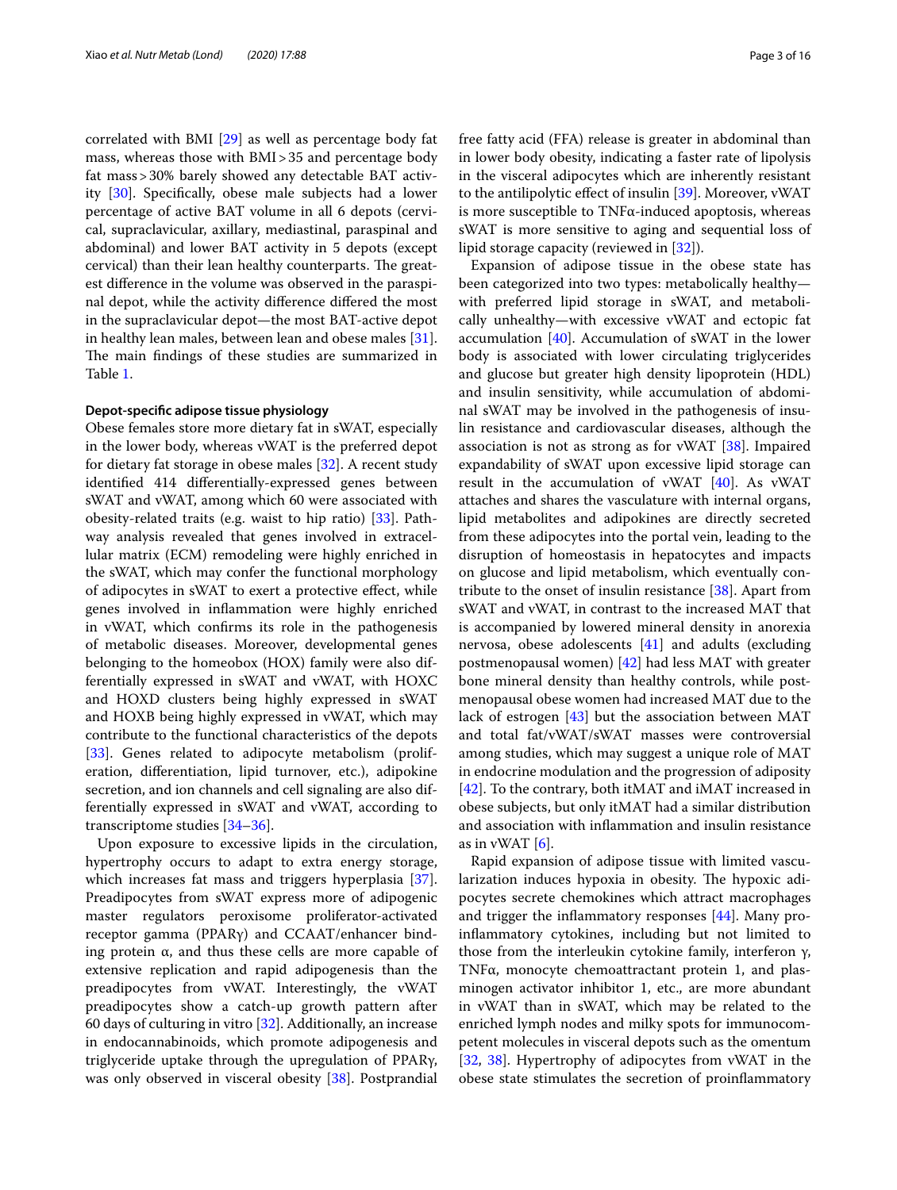correlated with BMI [29] as well as percentage body fat mass, whereas those with BMI > 35 and percentage body fat mass > 30% barely showed any detectable BAT activity [30]. Specifically, obese male subjects had a lower percentage of active BAT volume in all 6 depots (cervical, supraclavicular, axillary, mediastinal, paraspinal and abdominal) and lower BAT activity in 5 depots (except cervical) than their lean healthy counterparts. The greatest difference in the volume was observed in the paraspinal depot, while the activity difference differed the most in the supraclavicular depot—the most BAT-active depot in healthy lean males, between lean and obese males [31]. The main findings of these studies are summarized in Table 1.

**Depot-specific adipose tissue physiology**

Obese females store more dietary fat in sWAT, especially in the lower body, whereas vWAT is the preferred depot for dietary fat storage in obese males [32]. A recent study identified 414 differentially-expressed genes between sWAT and vWAT, among which 60 were associated with obesity-related traits (e.g. waist to hip ratio) [33]. Pathway analysis revealed that genes involved in extracellular matrix (ECM) remodeling were highly enriched in the sWAT, which may confer the functional morphology of adipocytes in sWAT to exert a protective effect, while genes involved in inflammation were highly enriched in vWAT, which confirms its role in the pathogenesis of metabolic diseases. Moreover, developmental genes belonging to the homeobox (HOX) family were also differentially expressed in sWAT and vWAT, with HOXC and HOXD clusters being highly expressed in sWAT and HOXB being highly expressed in vWAT, which may contribute to the functional characteristics of the depots [33]. Genes related to adipocyte metabolism (proliferation, differentiation, lipid turnover, etc.), adipokine secretion, and ion channels and cell signaling are also differentially expressed in sWAT and vWAT, according to transcriptome studies [34–36].

Upon exposure to excessive lipids in the circulation, hypertrophy occurs to adapt to extra energy storage, which increases fat mass and triggers hyperplasia [37]. Preadipocytes from sWAT express more of adipogenic master regulators peroxisome proliferator-activated receptor gamma (PPARγ) and CCAAT/enhancer binding protein α, and thus these cells are more capable of extensive replication and rapid adipogenesis than the preadipocytes from vWAT. Interestingly, the vWAT preadipocytes show a catch-up growth pattern after 60 days of culturing in vitro [32]. Additionally, an increase in endocannabinoids, which promote adipogenesis and triglyceride uptake through the upregulation of PPARγ, was only observed in visceral obesity [38]. Postprandial free fatty acid (FFA) release is greater in abdominal than in lower body obesity, indicating a faster rate of lipolysis in the visceral adipocytes which are inherently resistant to the antilipolytic effect of insulin [39]. Moreover, vWAT is more susceptible to TNFα-induced apoptosis, whereas sWAT is more sensitive to aging and sequential loss of lipid storage capacity (reviewed in [32]).

Expansion of adipose tissue in the obese state has been categorized into two types: metabolically healthy—with preferred lipid storage in sWAT, and metabolically unhealthy—with excessive vWAT and ectopic fat accumulation [40]. Accumulation of sWAT in the lower body is associated with lower circulating triglycerides and glucose but greater high density lipoprotein (HDL) and insulin sensitivity, while accumulation of abdominal sWAT may be involved in the pathogenesis of insulin resistance and cardiovascular diseases, although the association is not as strong as for vWAT [38]. Impaired expandability of sWAT upon excessive lipid storage can result in the accumulation of vWAT [40]. As vWAT attaches and shares the vasculature with internal organs, lipid metabolites and adipokines are directly secreted from these adipocytes into the portal vein, leading to the disruption of homeostasis in hepatocytes and impacts on glucose and lipid metabolism, which eventually contribute to the onset of insulin resistance [38]. Apart from sWAT and vWAT, in contrast to the increased MAT that is accompanied by lowered mineral density in anorexia nervosa, obese adolescents [41] and adults (excluding postmenopausal women) [42] had less MAT with greater bone mineral density than healthy controls, while postmenopausal obese women had increased MAT due to the lack of estrogen [43] but the association between MAT and total fat/vWAT/sWAT masses were controversial among studies, which may suggest a unique role of MAT in endocrine modulation and the progression of adiposity [42]. To the contrary, both itMAT and iMAT increased in obese subjects, but only itMAT had a similar distribution and association with inflammation and insulin resistance as in vWAT [6].

Rapid expansion of adipose tissue with limited vascularization induces hypoxia in obesity. The hypoxic adipocytes secrete chemokines which attract macrophages and trigger the inflammatory responses [44]. Many pro-inflammatory cytokines, including but not limited to those from the interleukin cytokine family, interferon γ, TNFα, monocyte chemoattractant protein 1, and plasminogen activator inhibitor 1, etc., are more abundant in vWAT than in sWAT, which may be related to the enriched lymph nodes and milky spots for immunocompetent molecules in visceral depots such as the omentum [32, 38]. Hypertrophy of adipocytes from vWAT in the obese state stimulates the secretion of proinflammatory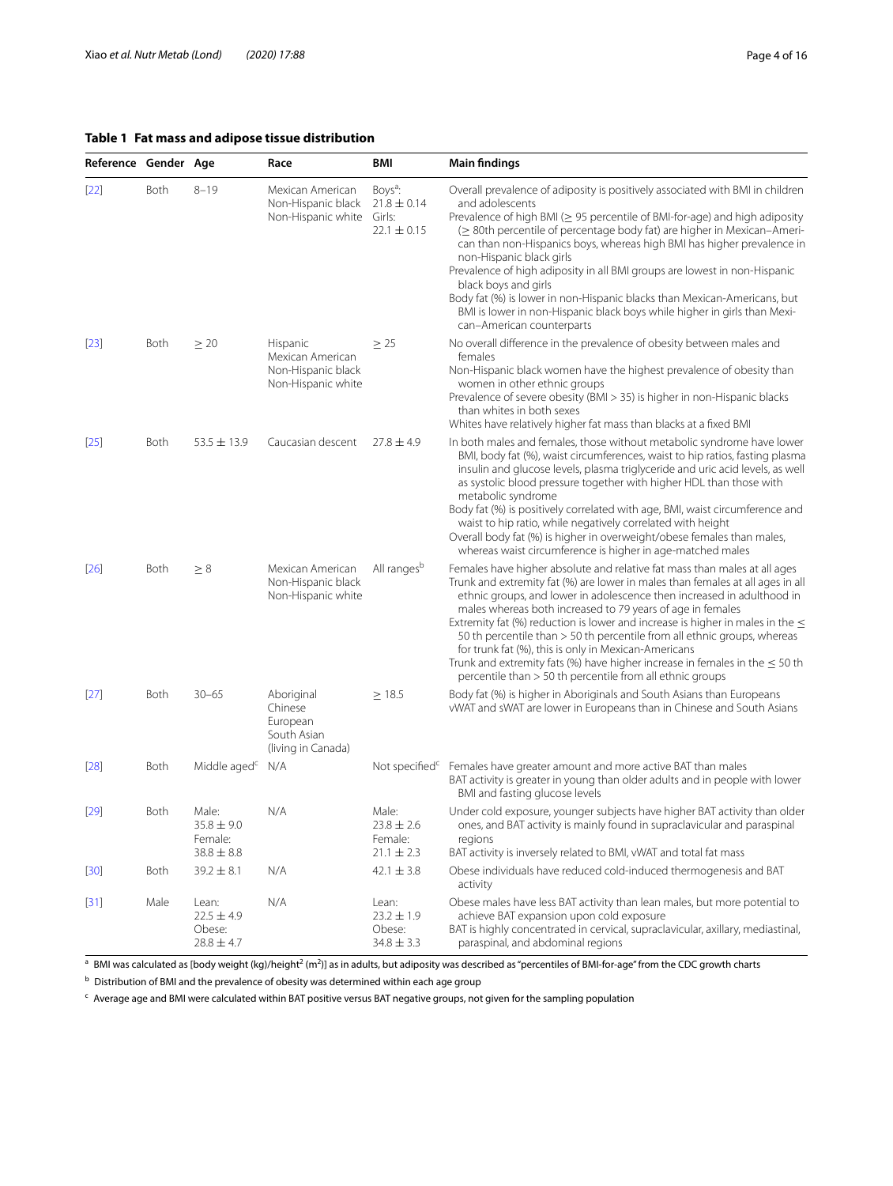**Table 1 Fat mass and adipose tissue distribution**

| Reference | Gender | Age | Race | BMI | Main findings |
|---|---|---|---|---|---|
| [22] | Both | 8–19 | Mexican American<br>Non-Hispanic black<br>Non-Hispanic white | Boys[a]:<br>21.8 ± 0.14<br>Girls:<br>22.1 ± 0.15 | Overall prevalence of adiposity is positively associated with BMI in children and adolescents<br>Prevalence of high BMI (≥ 95 percentile of BMI-for-age) and high adiposity (≥ 80th percentile of percentage body fat) are higher in Mexican–American than non-Hispanics boys, whereas high BMI has higher prevalence in non-Hispanic black girls<br>Prevalence of high adiposity in all BMI groups are lowest in non-Hispanic black boys and girls<br>Body fat (%) is lower in non-Hispanic blacks than Mexican-Americans, but BMI is lower in non-Hispanic black boys while higher in girls than Mexican–American counterparts |
| [23] | Both | ≥ 20 | Hispanic<br>Mexican American<br>Non-Hispanic black<br>Non-Hispanic white | ≥ 25 | No overall difference in the prevalence of obesity between males and females<br>Non-Hispanic black women have the highest prevalence of obesity than women in other ethnic groups<br>Prevalence of severe obesity (BMI > 35) is higher in non-Hispanic blacks than whites in both sexes<br>Whites have relatively higher fat mass than blacks at a fixed BMI |
| [25] | Both | 53.5 ± 13.9 | Caucasian descent | 27.8 ± 4.9 | In both males and females, those without metabolic syndrome have lower BMI, body fat (%), waist circumferences, waist to hip ratios, fasting plasma insulin and glucose levels, plasma triglyceride and uric acid levels, as well as systolic blood pressure together with higher HDL than those with metabolic syndrome<br>Body fat (%) is positively correlated with age, BMI, waist circumference and waist to hip ratio, while negatively correlated with height<br>Overall body fat (%) is higher in overweight/obese females than males, whereas waist circumference is higher in age-matched males |
| [26] | Both | ≥ 8 | Mexican American<br>Non-Hispanic black<br>Non-Hispanic white | All ranges[b] | Females have higher absolute and relative fat mass than males at all ages<br>Trunk and extremity fat (%) are lower in males than females at all ages in all ethnic groups, and lower in adolescence then increased in adulthood in males whereas both increased to 79 years of age in females<br>Extremity fat (%) reduction is lower and increase is higher in males in the ≤ 50 th percentile than > 50 th percentile from all ethnic groups, whereas for trunk fat (%), this is only in Mexican-Americans<br>Trunk and extremity fats (%) have higher increase in females in the ≤ 50 th percentile than > 50 th percentile from all ethnic groups |
| [27] | Both | 30–65 | Aboriginal<br>Chinese<br>European<br>South Asian<br>(living in Canada) | ≥ 18.5 | Body fat (%) is higher in Aboriginals and South Asians than Europeans<br>vWAT and sWAT are lower in Europeans than in Chinese and South Asians |
| [28] | Both | Middle aged[c] | N/A | Not specified[c] | Females have greater amount and more active BAT than males<br>BAT activity is greater in young than older adults and in people with lower BMI and fasting glucose levels |
| [29] | Both | Male:<br>35.8 ± 9.0<br>Female:<br>38.8 ± 8.8 | N/A | Male:<br>23.8 ± 2.6<br>Female:<br>21.1 ± 2.3 | Under cold exposure, younger subjects have higher BAT activity than older ones, and BAT activity is mainly found in supraclavicular and paraspinal regions<br>BAT activity is inversely related to BMI, vWAT and total fat mass |
| [30] | Both | 39.2 ± 8.1 | N/A | 42.1 ± 3.8 | Obese individuals have reduced cold-induced thermogenesis and BAT activity |
| [31] | Male | Lean:<br>22.5 ± 4.9<br>Obese:<br>28.8 ± 4.7 | N/A | Lean:<br>23.2 ± 1.9<br>Obese:<br>34.8 ± 3.3 | Obese males have less BAT activity than lean males, but more potential to achieve BAT expansion upon cold exposure<br>BAT is highly concentrated in cervical, supraclavicular, axillary, mediastinal, paraspinal, and abdominal regions |

[a] BMI was calculated as [body weight (kg)/height$^2$ (m$^2$)] as in adults, but adiposity was described as "percentiles of BMI-for-age" from the CDC growth charts

[b] Distribution of BMI and the prevalence of obesity was determined within each age group

[c] Average age and BMI were calculated within BAT positive versus BAT negative groups, not given for the sampling population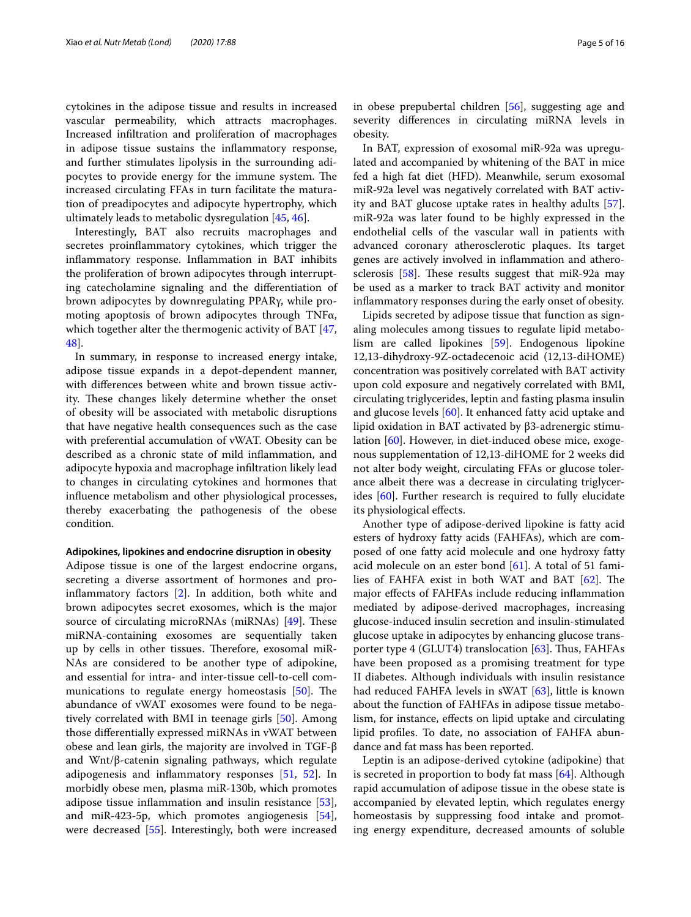cytokines in the adipose tissue and results in increased vascular permeability, which attracts macrophages. Increased infiltration and proliferation of macrophages in adipose tissue sustains the inflammatory response, and further stimulates lipolysis in the surrounding adipocytes to provide energy for the immune system. The increased circulating FFAs in turn facilitate the maturation of preadipocytes and adipocyte hypertrophy, which ultimately leads to metabolic dysregulation [45, 46].

Interestingly, BAT also recruits macrophages and secretes proinflammatory cytokines, which trigger the inflammatory response. Inflammation in BAT inhibits the proliferation of brown adipocytes through interrupting catecholamine signaling and the differentiation of brown adipocytes by downregulating PPARγ, while promoting apoptosis of brown adipocytes through TNFα, which together alter the thermogenic activity of BAT [47, 48].

In summary, in response to increased energy intake, adipose tissue expands in a depot-dependent manner, with differences between white and brown tissue activity. These changes likely determine whether the onset of obesity will be associated with metabolic disruptions that have negative health consequences such as the case with preferential accumulation of vWAT. Obesity can be described as a chronic state of mild inflammation, and adipocyte hypoxia and macrophage infiltration likely lead to changes in circulating cytokines and hormones that influence metabolism and other physiological processes, thereby exacerbating the pathogenesis of the obese condition.

**Adipokines, lipokines and endocrine disruption in obesity**

Adipose tissue is one of the largest endocrine organs, secreting a diverse assortment of hormones and pro-inflammatory factors [2]. In addition, both white and brown adipocytes secret exosomes, which is the major source of circulating microRNAs (miRNAs) [49]. These miRNA-containing exosomes are sequentially taken up by cells in other tissues. Therefore, exosomal miRNAs are considered to be another type of adipokine, and essential for intra- and inter-tissue cell-to-cell communications to regulate energy homeostasis [50]. The abundance of vWAT exosomes were found to be negatively correlated with BMI in teenage girls [50]. Among those differentially expressed miRNAs in vWAT between obese and lean girls, the majority are involved in TGF-β and Wnt/β-catenin signaling pathways, which regulate adipogenesis and inflammatory responses [51, 52]. In morbidly obese men, plasma miR-130b, which promotes adipose tissue inflammation and insulin resistance [53], and miR-423-5p, which promotes angiogenesis [54], were decreased [55]. Interestingly, both were increased in obese prepubertal children [56], suggesting age and severity differences in circulating miRNA levels in obesity.

In BAT, expression of exosomal miR-92a was upregulated and accompanied by whitening of the BAT in mice fed a high fat diet (HFD). Meanwhile, serum exosomal miR-92a level was negatively correlated with BAT activity and BAT glucose uptake rates in healthy adults [57]. miR-92a was later found to be highly expressed in the endothelial cells of the vascular wall in patients with advanced coronary atherosclerotic plaques. Its target genes are actively involved in inflammation and atherosclerosis [58]. These results suggest that miR-92a may be used as a marker to track BAT activity and monitor inflammatory responses during the early onset of obesity.

Lipids secreted by adipose tissue that function as signaling molecules among tissues to regulate lipid metabolism are called lipokines [59]. Endogenous lipokine 12,13-dihydroxy-9Z-octadecenoic acid (12,13-diHOME) concentration was positively correlated with BAT activity upon cold exposure and negatively correlated with BMI, circulating triglycerides, leptin and fasting plasma insulin and glucose levels [60]. It enhanced fatty acid uptake and lipid oxidation in BAT activated by β3-adrenergic stimulation [60]. However, in diet-induced obese mice, exogenous supplementation of 12,13-diHOME for 2 weeks did not alter body weight, circulating FFAs or glucose tolerance albeit there was a decrease in circulating triglycerides [60]. Further research is required to fully elucidate its physiological effects.

Another type of adipose-derived lipokine is fatty acid esters of hydroxy fatty acids (FAHFAs), which are composed of one fatty acid molecule and one hydroxy fatty acid molecule on an ester bond [61]. A total of 51 families of FAHFA exist in both WAT and BAT [62]. The major effects of FAHFAs include reducing inflammation mediated by adipose-derived macrophages, increasing glucose-induced insulin secretion and insulin-stimulated glucose uptake in adipocytes by enhancing glucose transporter type 4 (GLUT4) translocation [63]. Thus, FAHFAs have been proposed as a promising treatment for type II diabetes. Although individuals with insulin resistance had reduced FAHFA levels in sWAT [63], little is known about the function of FAHFAs in adipose tissue metabolism, for instance, effects on lipid uptake and circulating lipid profiles. To date, no association of FAHFA abundance and fat mass has been reported.

Leptin is an adipose-derived cytokine (adipokine) that is secreted in proportion to body fat mass [64]. Although rapid accumulation of adipose tissue in the obese state is accompanied by elevated leptin, which regulates energy homeostasis by suppressing food intake and promoting energy expenditure, decreased amounts of soluble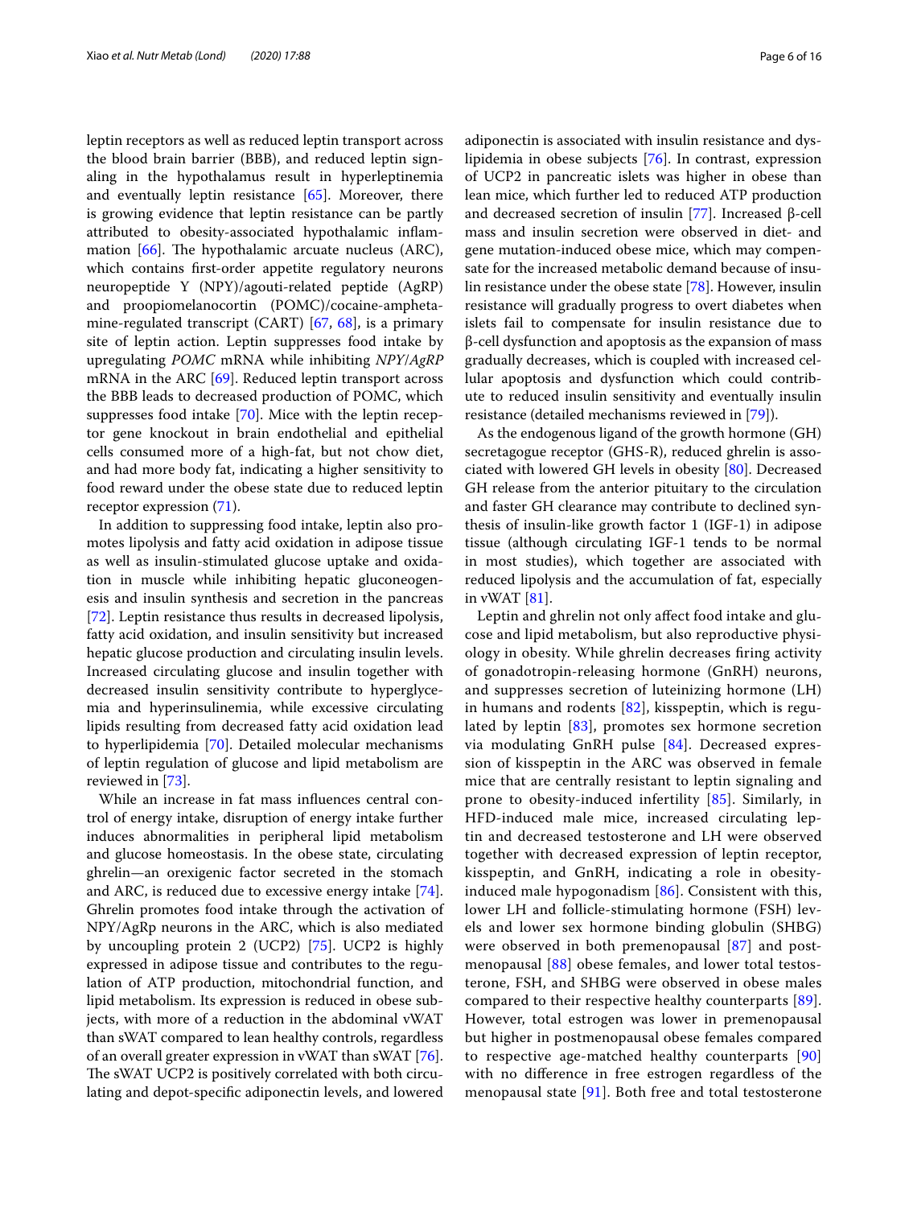leptin receptors as well as reduced leptin transport across the blood brain barrier (BBB), and reduced leptin signaling in the hypothalamus result in hyperleptinemia and eventually leptin resistance [65]. Moreover, there is growing evidence that leptin resistance can be partly attributed to obesity-associated hypothalamic inflammation [66]. The hypothalamic arcuate nucleus (ARC), which contains first-order appetite regulatory neurons neuropeptide Y (NPY)/agouti-related peptide (AgRP) and proopiomelanocortin (POMC)/cocaine-amphetamine-regulated transcript (CART) [67, 68], is a primary site of leptin action. Leptin suppresses food intake by upregulating *POMC* mRNA while inhibiting *NPY*/*AgRP* mRNA in the ARC [69]. Reduced leptin transport across the BBB leads to decreased production of POMC, which suppresses food intake [70]. Mice with the leptin receptor gene knockout in brain endothelial and epithelial cells consumed more of a high-fat, but not chow diet, and had more body fat, indicating a higher sensitivity to food reward under the obese state due to reduced leptin receptor expression (71).

In addition to suppressing food intake, leptin also promotes lipolysis and fatty acid oxidation in adipose tissue as well as insulin-stimulated glucose uptake and oxidation in muscle while inhibiting hepatic gluconeogenesis and insulin synthesis and secretion in the pancreas [72]. Leptin resistance thus results in decreased lipolysis, fatty acid oxidation, and insulin sensitivity but increased hepatic glucose production and circulating insulin levels. Increased circulating glucose and insulin together with decreased insulin sensitivity contribute to hyperglycemia and hyperinsulinemia, while excessive circulating lipids resulting from decreased fatty acid oxidation lead to hyperlipidemia [70]. Detailed molecular mechanisms of leptin regulation of glucose and lipid metabolism are reviewed in [73].

While an increase in fat mass influences central control of energy intake, disruption of energy intake further induces abnormalities in peripheral lipid metabolism and glucose homeostasis. In the obese state, circulating ghrelin—an orexigenic factor secreted in the stomach and ARC, is reduced due to excessive energy intake [74]. Ghrelin promotes food intake through the activation of NPY/AgRp neurons in the ARC, which is also mediated by uncoupling protein 2 (UCP2) [75]. UCP2 is highly expressed in adipose tissue and contributes to the regulation of ATP production, mitochondrial function, and lipid metabolism. Its expression is reduced in obese subjects, with more of a reduction in the abdominal vWAT than sWAT compared to lean healthy controls, regardless of an overall greater expression in vWAT than sWAT [76]. The sWAT UCP2 is positively correlated with both circulating and depot-specific adiponectin levels, and lowered adiponectin is associated with insulin resistance and dyslipidemia in obese subjects [76]. In contrast, expression of UCP2 in pancreatic islets was higher in obese than lean mice, which further led to reduced ATP production and decreased secretion of insulin [77]. Increased β-cell mass and insulin secretion were observed in diet- and gene mutation-induced obese mice, which may compensate for the increased metabolic demand because of insulin resistance under the obese state [78]. However, insulin resistance will gradually progress to overt diabetes when islets fail to compensate for insulin resistance due to β-cell dysfunction and apoptosis as the expansion of mass gradually decreases, which is coupled with increased cellular apoptosis and dysfunction which could contribute to reduced insulin sensitivity and eventually insulin resistance (detailed mechanisms reviewed in [79]).

As the endogenous ligand of the growth hormone (GH) secretagogue receptor (GHS-R), reduced ghrelin is associated with lowered GH levels in obesity [80]. Decreased GH release from the anterior pituitary to the circulation and faster GH clearance may contribute to declined synthesis of insulin-like growth factor 1 (IGF-1) in adipose tissue (although circulating IGF-1 tends to be normal in most studies), which together are associated with reduced lipolysis and the accumulation of fat, especially in vWAT [81].

Leptin and ghrelin not only affect food intake and glucose and lipid metabolism, but also reproductive physiology in obesity. While ghrelin decreases firing activity of gonadotropin-releasing hormone (GnRH) neurons, and suppresses secretion of luteinizing hormone (LH) in humans and rodents [82], kisspeptin, which is regulated by leptin [83], promotes sex hormone secretion via modulating GnRH pulse [84]. Decreased expression of kisspeptin in the ARC was observed in female mice that are centrally resistant to leptin signaling and prone to obesity-induced infertility [85]. Similarly, in HFD-induced male mice, increased circulating leptin and decreased testosterone and LH were observed together with decreased expression of leptin receptor, kisspeptin, and GnRH, indicating a role in obesity-induced male hypogonadism [86]. Consistent with this, lower LH and follicle-stimulating hormone (FSH) levels and lower sex hormone binding globulin (SHBG) were observed in both premenopausal [87] and postmenopausal [88] obese females, and lower total testosterone, FSH, and SHBG were observed in obese males compared to their respective healthy counterparts [89]. However, total estrogen was lower in premenopausal but higher in postmenopausal obese females compared to respective age-matched healthy counterparts [90] with no difference in free estrogen regardless of the menopausal state [91]. Both free and total testosterone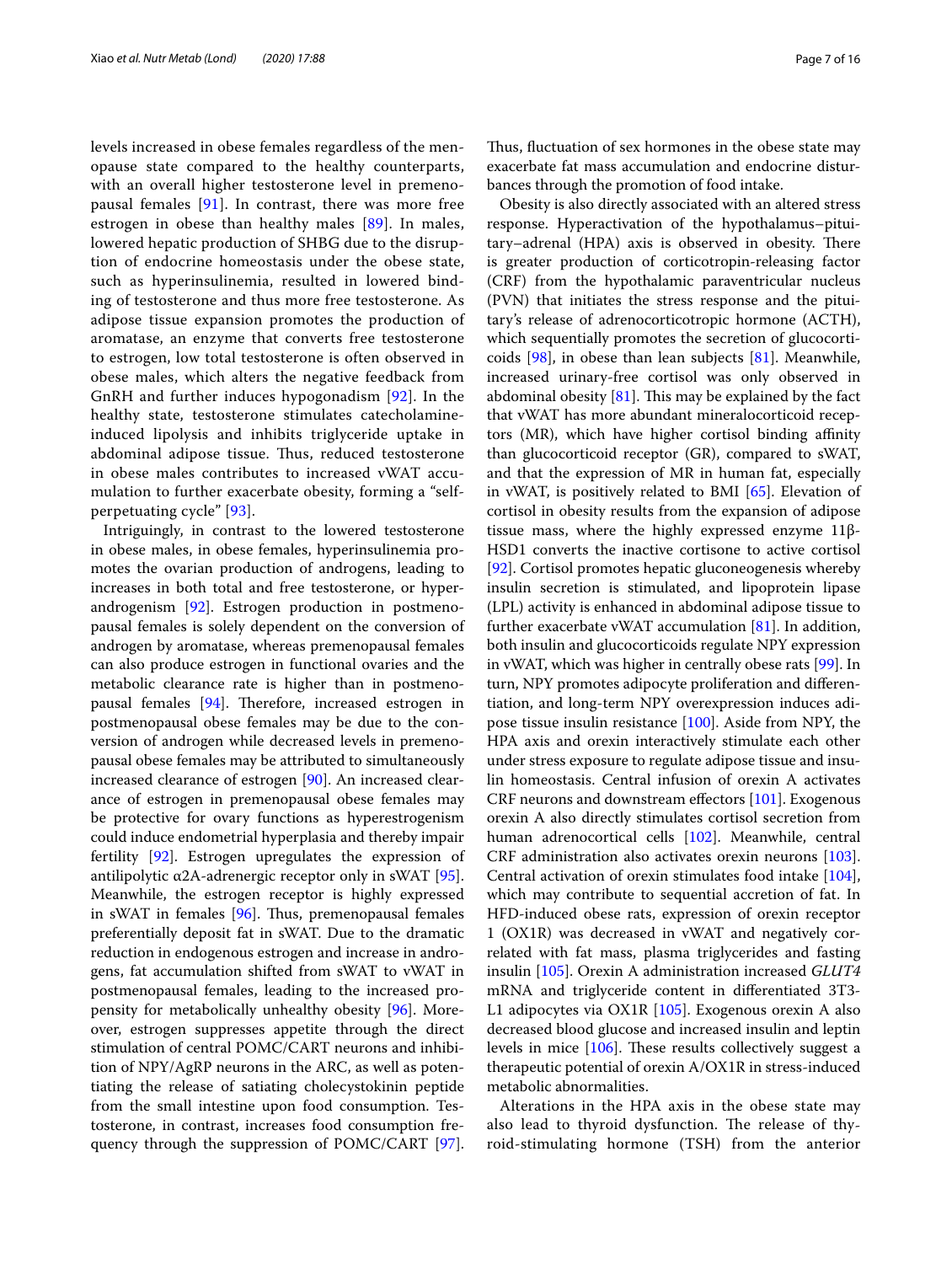levels increased in obese females regardless of the menopause state compared to the healthy counterparts, with an overall higher testosterone level in premenopausal females [91]. In contrast, there was more free estrogen in obese than healthy males [89]. In males, lowered hepatic production of SHBG due to the disruption of endocrine homeostasis under the obese state, such as hyperinsulinemia, resulted in lowered binding of testosterone and thus more free testosterone. As adipose tissue expansion promotes the production of aromatase, an enzyme that converts free testosterone to estrogen, low total testosterone is often observed in obese males, which alters the negative feedback from GnRH and further induces hypogonadism [92]. In the healthy state, testosterone stimulates catecholamine-induced lipolysis and inhibits triglyceride uptake in abdominal adipose tissue. Thus, reduced testosterone in obese males contributes to increased vWAT accumulation to further exacerbate obesity, forming a "self-perpetuating cycle" [93].

Intriguingly, in contrast to the lowered testosterone in obese males, in obese females, hyperinsulinemia promotes the ovarian production of androgens, leading to increases in both total and free testosterone, or hyperandrogenism [92]. Estrogen production in postmenopausal females is solely dependent on the conversion of androgen by aromatase, whereas premenopausal females can also produce estrogen in functional ovaries and the metabolic clearance rate is higher than in postmenopausal females [94]. Therefore, increased estrogen in postmenopausal obese females may be due to the conversion of androgen while decreased levels in premenopausal obese females may be attributed to simultaneously increased clearance of estrogen [90]. An increased clearance of estrogen in premenopausal obese females may be protective for ovary functions as hyperestrogenism could induce endometrial hyperplasia and thereby impair fertility [92]. Estrogen upregulates the expression of antilipolytic α2A-adrenergic receptor only in sWAT [95]. Meanwhile, the estrogen receptor is highly expressed in sWAT in females [96]. Thus, premenopausal females preferentially deposit fat in sWAT. Due to the dramatic reduction in endogenous estrogen and increase in androgens, fat accumulation shifted from sWAT to vWAT in postmenopausal females, leading to the increased propensity for metabolically unhealthy obesity [96]. Moreover, estrogen suppresses appetite through the direct stimulation of central POMC/CART neurons and inhibition of NPY/AgRP neurons in the ARC, as well as potentiating the release of satiating cholecystokinin peptide from the small intestine upon food consumption. Testosterone, in contrast, increases food consumption frequency through the suppression of POMC/CART [97]. Thus, fluctuation of sex hormones in the obese state may exacerbate fat mass accumulation and endocrine disturbances through the promotion of food intake.

Obesity is also directly associated with an altered stress response. Hyperactivation of the hypothalamus–pituitary–adrenal (HPA) axis is observed in obesity. There is greater production of corticotropin-releasing factor (CRF) from the hypothalamic paraventricular nucleus (PVN) that initiates the stress response and the pituitary's release of adrenocorticotropic hormone (ACTH), which sequentially promotes the secretion of glucocorticoids [98], in obese than lean subjects [81]. Meanwhile, increased urinary-free cortisol was only observed in abdominal obesity [81]. This may be explained by the fact that vWAT has more abundant mineralocorticoid receptors (MR), which have higher cortisol binding affinity than glucocorticoid receptor (GR), compared to sWAT, and that the expression of MR in human fat, especially in vWAT, is positively related to BMI [65]. Elevation of cortisol in obesity results from the expansion of adipose tissue mass, where the highly expressed enzyme 11β-HSD1 converts the inactive cortisone to active cortisol [92]. Cortisol promotes hepatic gluconeogenesis whereby insulin secretion is stimulated, and lipoprotein lipase (LPL) activity is enhanced in abdominal adipose tissue to further exacerbate vWAT accumulation [81]. In addition, both insulin and glucocorticoids regulate NPY expression in vWAT, which was higher in centrally obese rats [99]. In turn, NPY promotes adipocyte proliferation and differentiation, and long-term NPY overexpression induces adipose tissue insulin resistance [100]. Aside from NPY, the HPA axis and orexin interactively stimulate each other under stress exposure to regulate adipose tissue and insulin homeostasis. Central infusion of orexin A activates CRF neurons and downstream effectors [101]. Exogenous orexin A also directly stimulates cortisol secretion from human adrenocortical cells [102]. Meanwhile, central CRF administration also activates orexin neurons [103]. Central activation of orexin stimulates food intake [104], which may contribute to sequential accretion of fat. In HFD-induced obese rats, expression of orexin receptor 1 (OX1R) was decreased in vWAT and negatively correlated with fat mass, plasma triglycerides and fasting insulin [105]. Orexin A administration increased *GLUT4* mRNA and triglyceride content in differentiated 3T3-L1 adipocytes via OX1R [105]. Exogenous orexin A also decreased blood glucose and increased insulin and leptin levels in mice [106]. These results collectively suggest a therapeutic potential of orexin A/OX1R in stress-induced metabolic abnormalities.

Alterations in the HPA axis in the obese state may also lead to thyroid dysfunction. The release of thyroid-stimulating hormone (TSH) from the anterior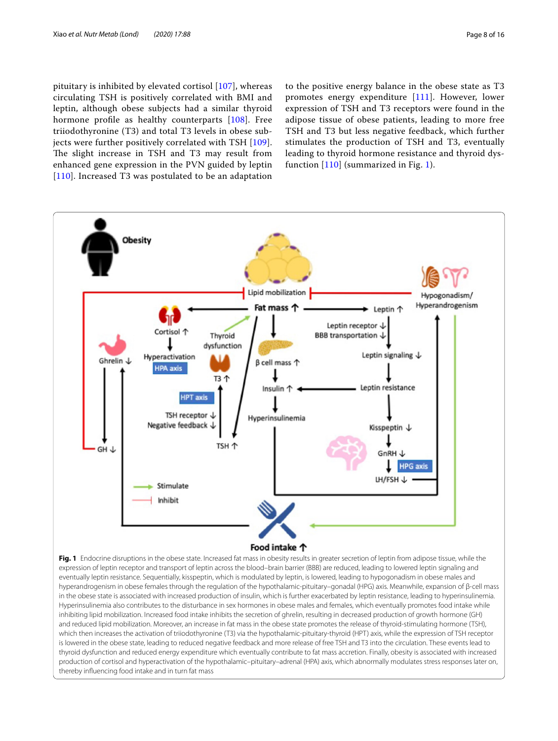pituitary is inhibited by elevated cortisol [107], whereas circulating TSH is positively correlated with BMI and leptin, although obese subjects had a similar thyroid hormone profile as healthy counterparts [108]. Free triiodothyronine (T3) and total T3 levels in obese subjects were further positively correlated with TSH [109]. The slight increase in TSH and T3 may result from enhanced gene expression in the PVN guided by leptin [110]. Increased T3 was postulated to be an adaptation to the positive energy balance in the obese state as T3 promotes energy expenditure [111]. However, lower expression of TSH and T3 receptors were found in the adipose tissue of obese patients, leading to more free TSH and T3 but less negative feedback, which further stimulates the production of TSH and T3, eventually leading to thyroid hormone resistance and thyroid dysfunction [110] (summarized in Fig. 1).

**Fig. 1** Endocrine disruptions in the obese state. Increased fat mass in obesity results in greater secretion of leptin from adipose tissue, while the expression of leptin receptor and transport of leptin across the blood–brain barrier (BBB) are reduced, leading to lowered leptin signaling and eventually leptin resistance. Sequentially, kisspeptin, which is modulated by leptin, is lowered, leading to hypogonadism in obese males and hyperandrogenism in obese females through the regulation of the hypothalamic-pituitary-gonadal (HPG) axis. Meanwhile, expansion of β-cell mass in the obese state is associated with increased production of insulin, which is further exacerbated by leptin resistance, leading to hyperinsulinemia. Hyperinsulinemia also contributes to the disturbance in sex hormones in obese males and females, which eventually promotes food intake while inhibiting lipid mobilization. Increased food intake inhibits the secretion of ghrelin, resulting in decreased production of growth hormone (GH) and reduced lipid mobilization. Moreover, an increase in fat mass in the obese state promotes the release of thyroid-stimulating hormone (TSH), which then increases the activation of triiodothyronine (T3) via the hypothalamic-pituitary-thyroid (HPT) axis, while the expression of TSH receptor is lowered in the obese state, leading to reduced negative feedback and more release of free TSH and T3 into the circulation. These events lead to thyroid dysfunction and reduced energy expenditure which eventually contribute to fat mass accretion. Finally, obesity is associated with increased production of cortisol and hyperactivation of the hypothalamic–pituitary–adrenal (HPA) axis, which abnormally modulates stress responses later on, thereby influencing food intake and in turn fat mass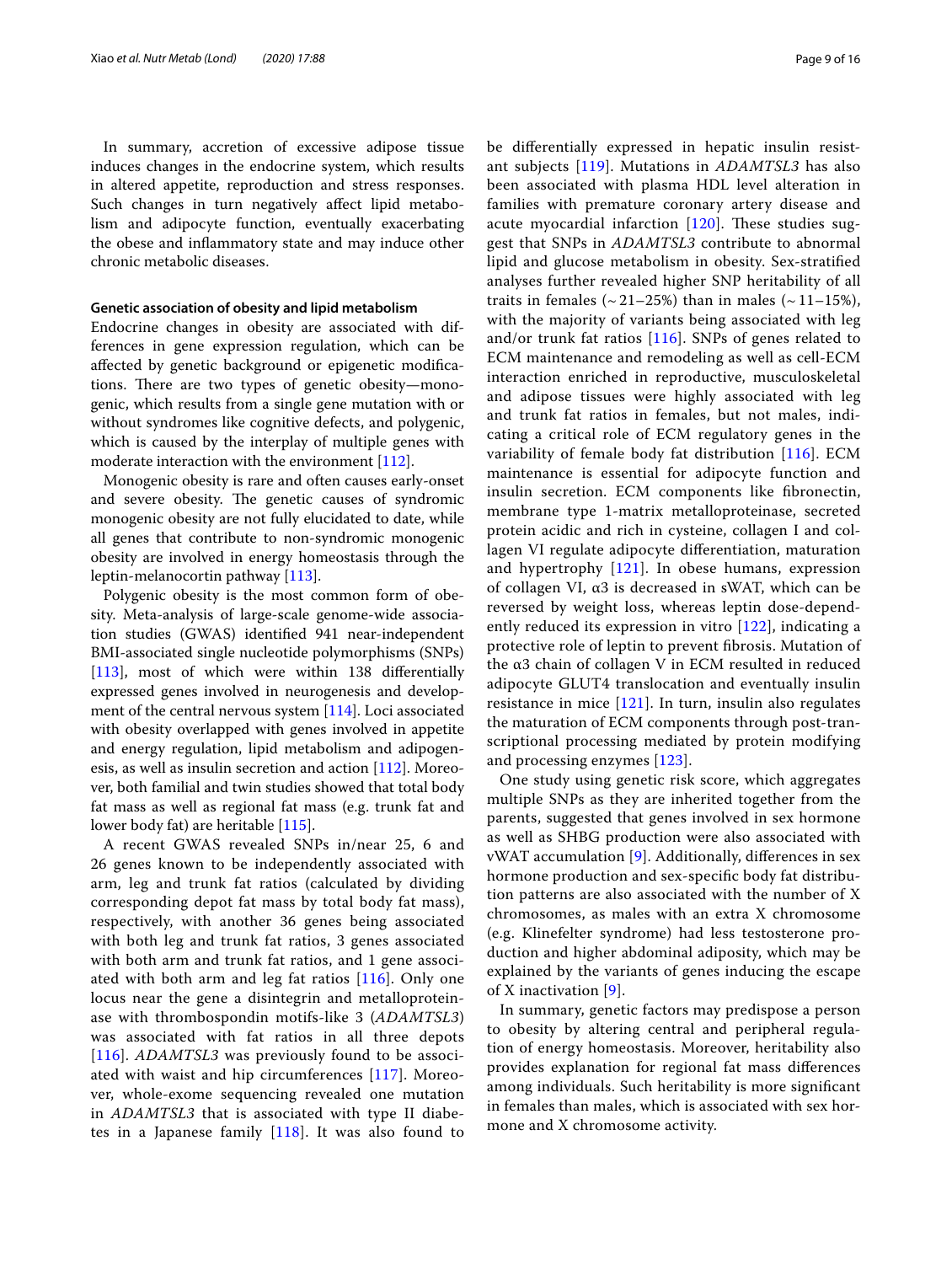In summary, accretion of excessive adipose tissue induces changes in the endocrine system, which results in altered appetite, reproduction and stress responses. Such changes in turn negatively affect lipid metabolism and adipocyte function, eventually exacerbating the obese and inflammatory state and may induce other chronic metabolic diseases.

#### Genetic association of obesity and lipid metabolism

Endocrine changes in obesity are associated with differences in gene expression regulation, which can be affected by genetic background or epigenetic modifications. There are two types of genetic obesity—monogenic, which results from a single gene mutation with or without syndromes like cognitive defects, and polygenic, which is caused by the interplay of multiple genes with moderate interaction with the environment [112].

Monogenic obesity is rare and often causes early-onset and severe obesity. The genetic causes of syndromic monogenic obesity are not fully elucidated to date, while all genes that contribute to non-syndromic monogenic obesity are involved in energy homeostasis through the leptin-melanocortin pathway [113].

Polygenic obesity is the most common form of obesity. Meta-analysis of large-scale genome-wide association studies (GWAS) identified 941 near-independent BMI-associated single nucleotide polymorphisms (SNPs) [113], most of which were within 138 differentially expressed genes involved in neurogenesis and development of the central nervous system [114]. Loci associated with obesity overlapped with genes involved in appetite and energy regulation, lipid metabolism and adipogenesis, as well as insulin secretion and action [112]. Moreover, both familial and twin studies showed that total body fat mass as well as regional fat mass (e.g. trunk fat and lower body fat) are heritable [115].

A recent GWAS revealed SNPs in/near 25, 6 and 26 genes known to be independently associated with arm, leg and trunk fat ratios (calculated by dividing corresponding depot fat mass by total body fat mass), respectively, with another 36 genes being associated with both leg and trunk fat ratios, 3 genes associated with both arm and trunk fat ratios, and 1 gene associated with both arm and leg fat ratios [116]. Only one locus near the gene a disintegrin and metalloproteinase with thrombospondin motifs-like 3 (*ADAMTSL3*) was associated with fat ratios in all three depots [116]. *ADAMTSL3* was previously found to be associated with waist and hip circumferences [117]. Moreover, whole-exome sequencing revealed one mutation in *ADAMTSL3* that is associated with type II diabetes in a Japanese family [118]. It was also found to be differentially expressed in hepatic insulin resistant subjects [119]. Mutations in *ADAMTSL3* has also been associated with plasma HDL level alteration in families with premature coronary artery disease and acute myocardial infarction [120]. These studies suggest that SNPs in *ADAMTSL3* contribute to abnormal lipid and glucose metabolism in obesity. Sex-stratified analyses further revealed higher SNP heritability of all traits in females (~ 21–25%) than in males (~ 11–15%), with the majority of variants being associated with leg and/or trunk fat ratios [116]. SNPs of genes related to ECM maintenance and remodeling as well as cell-ECM interaction enriched in reproductive, musculoskeletal and adipose tissues were highly associated with leg and trunk fat ratios in females, but not males, indicating a critical role of ECM regulatory genes in the variability of female body fat distribution [116]. ECM maintenance is essential for adipocyte function and insulin secretion. ECM components like fibronectin, membrane type 1-matrix metalloproteinase, secreted protein acidic and rich in cysteine, collagen I and collagen VI regulate adipocyte differentiation, maturation and hypertrophy [121]. In obese humans, expression of collagen VI, α3 is decreased in sWAT, which can be reversed by weight loss, whereas leptin dose-dependently reduced its expression in vitro [122], indicating a protective role of leptin to prevent fibrosis. Mutation of the α3 chain of collagen V in ECM resulted in reduced adipocyte GLUT4 translocation and eventually insulin resistance in mice [121]. In turn, insulin also regulates the maturation of ECM components through post-transcriptional processing mediated by protein modifying and processing enzymes [123].

One study using genetic risk score, which aggregates multiple SNPs as they are inherited together from the parents, suggested that genes involved in sex hormone as well as SHBG production were also associated with vWAT accumulation [9]. Additionally, differences in sex hormone production and sex-specific body fat distribution patterns are also associated with the number of X chromosomes, as males with an extra X chromosome (e.g. Klinefelter syndrome) had less testosterone production and higher abdominal adiposity, which may be explained by the variants of genes inducing the escape of X inactivation [9].

In summary, genetic factors may predispose a person to obesity by altering central and peripheral regulation of energy homeostasis. Moreover, heritability also provides explanation for regional fat mass differences among individuals. Such heritability is more significant in females than males, which is associated with sex hormone and X chromosome activity.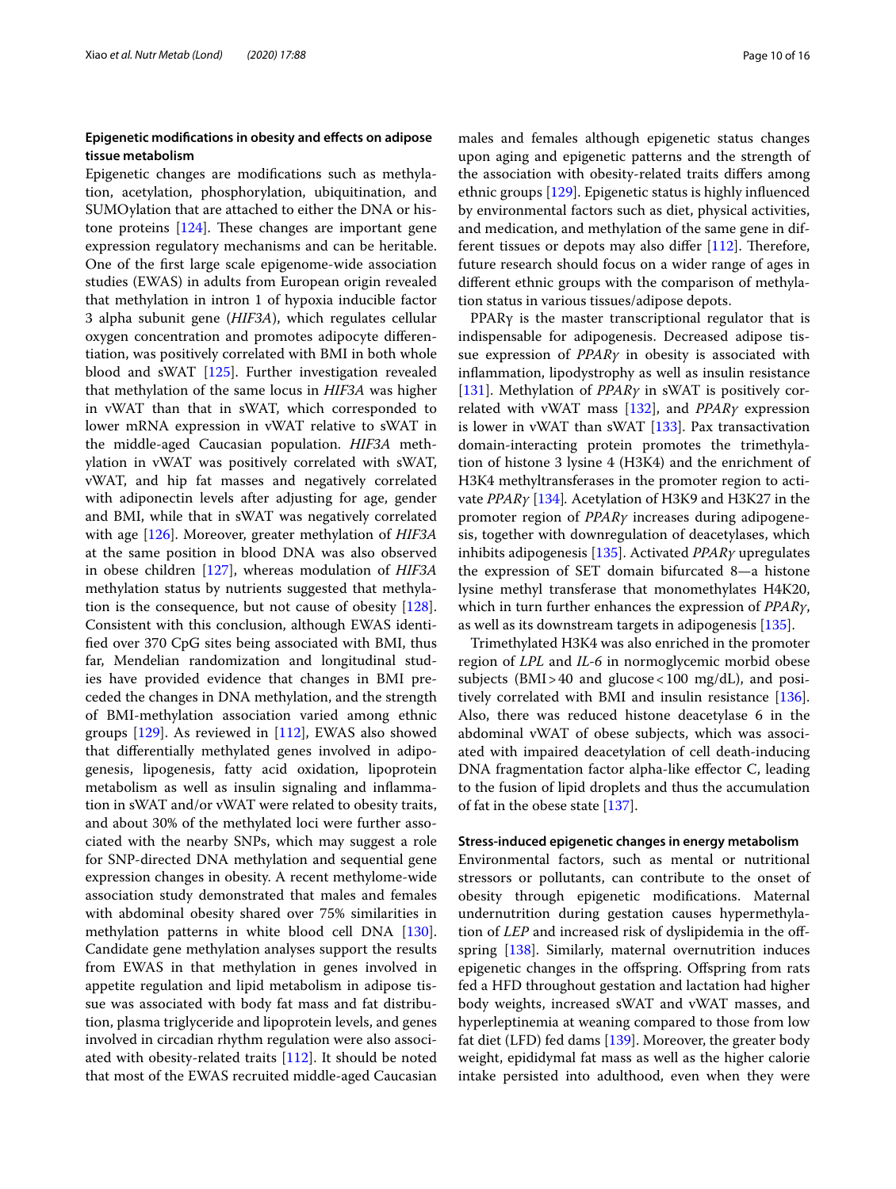### Epigenetic modifications in obesity and effects on adipose tissue metabolism

Epigenetic changes are modifications such as methylation, acetylation, phosphorylation, ubiquitination, and SUMOylation that are attached to either the DNA or histone proteins [124]. These changes are important gene expression regulatory mechanisms and can be heritable. One of the first large scale epigenome-wide association studies (EWAS) in adults from European origin revealed that methylation in intron 1 of hypoxia inducible factor 3 alpha subunit gene (*HIF3A*), which regulates cellular oxygen concentration and promotes adipocyte differentiation, was positively correlated with BMI in both whole blood and sWAT [125]. Further investigation revealed that methylation of the same locus in *HIF3A* was higher in vWAT than that in sWAT, which corresponded to lower mRNA expression in vWAT relative to sWAT in the middle-aged Caucasian population. *HIF3A* methylation in vWAT was positively correlated with sWAT, vWAT, and hip fat masses and negatively correlated with adiponectin levels after adjusting for age, gender and BMI, while that in sWAT was negatively correlated with age [126]. Moreover, greater methylation of *HIF3A* at the same position in blood DNA was also observed in obese children [127], whereas modulation of *HIF3A* methylation status by nutrients suggested that methylation is the consequence, but not cause of obesity [128]. Consistent with this conclusion, although EWAS identified over 370 CpG sites being associated with BMI, thus far, Mendelian randomization and longitudinal studies have provided evidence that changes in BMI preceded the changes in DNA methylation, and the strength of BMI-methylation association varied among ethnic groups [129]. As reviewed in [112], EWAS also showed that differentially methylated genes involved in adipogenesis, lipogenesis, fatty acid oxidation, lipoprotein metabolism as well as insulin signaling and inflammation in sWAT and/or vWAT were related to obesity traits, and about 30% of the methylated loci were further associated with the nearby SNPs, which may suggest a role for SNP-directed DNA methylation and sequential gene expression changes in obesity. A recent methylome-wide association study demonstrated that males and females with abdominal obesity shared over 75% similarities in methylation patterns in white blood cell DNA [130]. Candidate gene methylation analyses support the results from EWAS in that methylation in genes involved in appetite regulation and lipid metabolism in adipose tissue was associated with body fat mass and fat distribution, plasma triglyceride and lipoprotein levels, and genes involved in circadian rhythm regulation were also associated with obesity-related traits [112]. It should be noted that most of the EWAS recruited middle-aged Caucasian males and females although epigenetic status changes upon aging and epigenetic patterns and the strength of the association with obesity-related traits differs among ethnic groups [129]. Epigenetic status is highly influenced by environmental factors such as diet, physical activities, and medication, and methylation of the same gene in different tissues or depots may also differ [112]. Therefore, future research should focus on a wider range of ages in different ethnic groups with the comparison of methylation status in various tissues/adipose depots.

PPARγ is the master transcriptional regulator that is indispensable for adipogenesis. Decreased adipose tissue expression of *PPARγ* in obesity is associated with inflammation, lipodystrophy as well as insulin resistance [131]. Methylation of *PPARγ* in sWAT is positively correlated with vWAT mass [132], and *PPARγ* expression is lower in vWAT than sWAT [133]. Pax transactivation domain-interacting protein promotes the trimethylation of histone 3 lysine 4 (H3K4) and the enrichment of H3K4 methyltransferases in the promoter region to activate *PPARγ* [134]. Acetylation of H3K9 and H3K27 in the promoter region of *PPARγ* increases during adipogenesis, together with downregulation of deacetylases, which inhibits adipogenesis [135]. Activated *PPARγ* upregulates the expression of SET domain bifurcated 8—a histone lysine methyl transferase that monomethylates H4K20, which in turn further enhances the expression of *PPARγ*, as well as its downstream targets in adipogenesis [135].

Trimethylated H3K4 was also enriched in the promoter region of *LPL* and *IL-6* in normoglycemic morbid obese subjects (BMI > 40 and glucose < 100 mg/dL), and positively correlated with BMI and insulin resistance [136]. Also, there was reduced histone deacetylase 6 in the abdominal vWAT of obese subjects, which was associated with impaired deacetylation of cell death-inducing DNA fragmentation factor alpha-like effector C, leading to the fusion of lipid droplets and thus the accumulation of fat in the obese state [137].

### Stress-induced epigenetic changes in energy metabolism

Environmental factors, such as mental or nutritional stressors or pollutants, can contribute to the onset of obesity through epigenetic modifications. Maternal undernutrition during gestation causes hypermethylation of *LEP* and increased risk of dyslipidemia in the offspring [138]. Similarly, maternal overnutrition induces epigenetic changes in the offspring. Offspring from rats fed a HFD throughout gestation and lactation had higher body weights, increased sWAT and vWAT masses, and hyperleptinemia at weaning compared to those from low fat diet (LFD) fed dams [139]. Moreover, the greater body weight, epididymal fat mass as well as the higher calorie intake persisted into adulthood, even when they were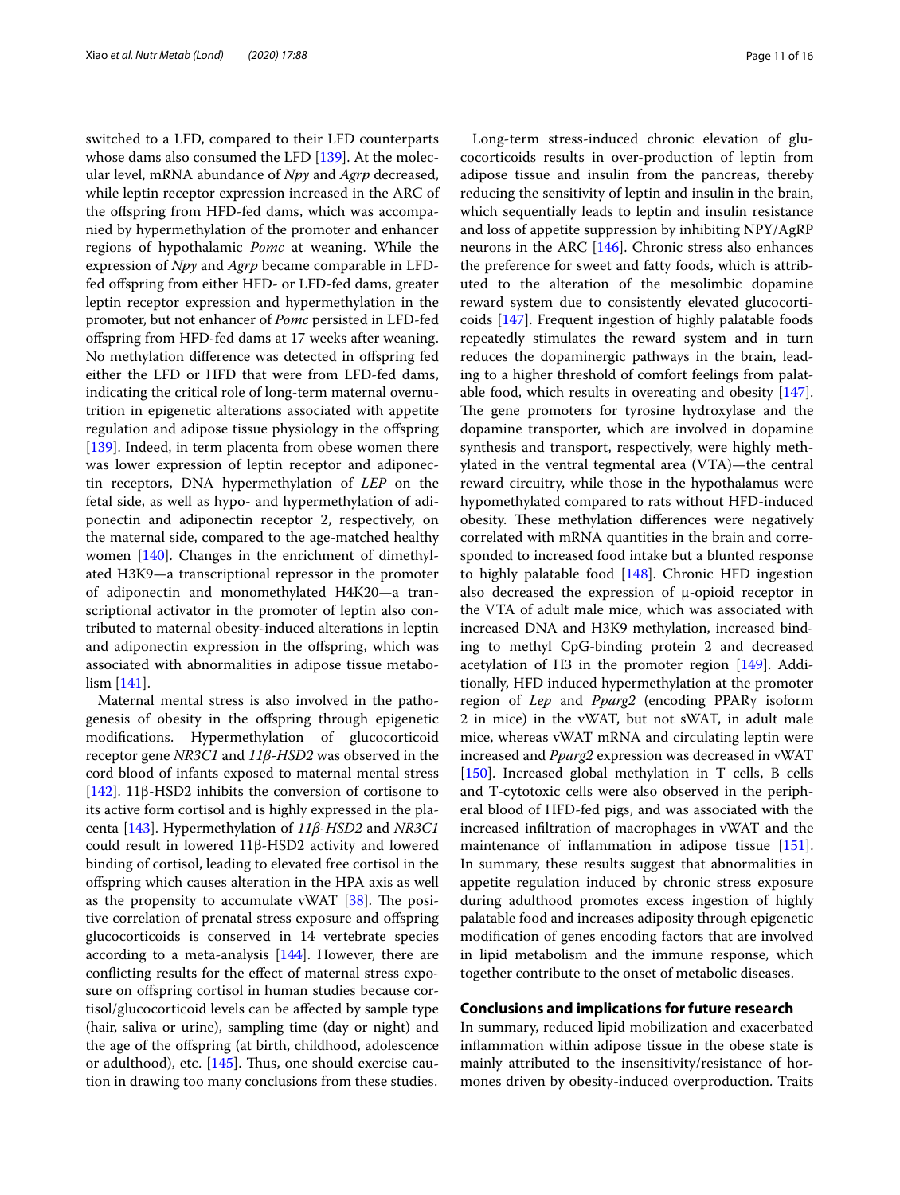switched to a LFD, compared to their LFD counterparts whose dams also consumed the LFD [139]. At the molecular level, mRNA abundance of *Npy* and *Agrp* decreased, while leptin receptor expression increased in the ARC of the offspring from HFD-fed dams, which was accompanied by hypermethylation of the promoter and enhancer regions of hypothalamic *Pomc* at weaning. While the expression of *Npy* and *Agrp* became comparable in LFD-fed offspring from either HFD- or LFD-fed dams, greater leptin receptor expression and hypermethylation in the promoter, but not enhancer of *Pomc* persisted in LFD-fed offspring from HFD-fed dams at 17 weeks after weaning. No methylation difference was detected in offspring fed either the LFD or HFD that were from LFD-fed dams, indicating the critical role of long-term maternal overnutrition in epigenetic alterations associated with appetite regulation and adipose tissue physiology in the offspring [139]. Indeed, in term placenta from obese women there was lower expression of leptin receptor and adiponectin receptors, DNA hypermethylation of *LEP* on the fetal side, as well as hypo- and hypermethylation of adiponectin and adiponectin receptor 2, respectively, on the maternal side, compared to the age-matched healthy women [140]. Changes in the enrichment of dimethylated H3K9—a transcriptional repressor in the promoter of adiponectin and monomethylated H4K20—a transcriptional activator in the promoter of leptin also contributed to maternal obesity-induced alterations in leptin and adiponectin expression in the offspring, which was associated with abnormalities in adipose tissue metabolism [141].

Maternal mental stress is also involved in the pathogenesis of obesity in the offspring through epigenetic modifications. Hypermethylation of glucocorticoid receptor gene *NR3C1* and *11β-HSD2* was observed in the cord blood of infants exposed to maternal mental stress [142]. 11β-HSD2 inhibits the conversion of cortisone to its active form cortisol and is highly expressed in the placenta [143]. Hypermethylation of *11β-HSD2* and *NR3C1* could result in lowered 11β-HSD2 activity and lowered binding of cortisol, leading to elevated free cortisol in the offspring which causes alteration in the HPA axis as well as the propensity to accumulate vWAT [38]. The positive correlation of prenatal stress exposure and offspring glucocorticoids is conserved in 14 vertebrate species according to a meta-analysis [144]. However, there are conflicting results for the effect of maternal stress exposure on offspring cortisol in human studies because cortisol/glucocorticoid levels can be affected by sample type (hair, saliva or urine), sampling time (day or night) and the age of the offspring (at birth, childhood, adolescence or adulthood), etc. [145]. Thus, one should exercise caution in drawing too many conclusions from these studies.

Long-term stress-induced chronic elevation of glucocorticoids results in over-production of leptin from adipose tissue and insulin from the pancreas, thereby reducing the sensitivity of leptin and insulin in the brain, which sequentially leads to leptin and insulin resistance and loss of appetite suppression by inhibiting NPY/AgRP neurons in the ARC [146]. Chronic stress also enhances the preference for sweet and fatty foods, which is attributed to the alteration of the mesolimbic dopamine reward system due to consistently elevated glucocorticoids [147]. Frequent ingestion of highly palatable foods repeatedly stimulates the reward system and in turn reduces the dopaminergic pathways in the brain, leading to a higher threshold of comfort feelings from palatable food, which results in overeating and obesity [147]. The gene promoters for tyrosine hydroxylase and the dopamine transporter, which are involved in dopamine synthesis and transport, respectively, were highly methylated in the ventral tegmental area (VTA)—the central reward circuitry, while those in the hypothalamus were hypomethylated compared to rats without HFD-induced obesity. These methylation differences were negatively correlated with mRNA quantities in the brain and corresponded to increased food intake but a blunted response to highly palatable food [148]. Chronic HFD ingestion also decreased the expression of μ-opioid receptor in the VTA of adult male mice, which was associated with increased DNA and H3K9 methylation, increased binding to methyl CpG-binding protein 2 and decreased acetylation of H3 in the promoter region [149]. Additionally, HFD induced hypermethylation at the promoter region of *Lep* and *Pparg2* (encoding PPARγ isoform 2 in mice) in the vWAT, but not sWAT, in adult male mice, whereas vWAT mRNA and circulating leptin were increased and *Pparg2* expression was decreased in vWAT [150]. Increased global methylation in T cells, B cells and T-cytotoxic cells were also observed in the peripheral blood of HFD-fed pigs, and was associated with the increased infiltration of macrophages in vWAT and the maintenance of inflammation in adipose tissue [151]. In summary, these results suggest that abnormalities in appetite regulation induced by chronic stress exposure during adulthood promotes excess ingestion of highly palatable food and increases adiposity through epigenetic modification of genes encoding factors that are involved in lipid metabolism and the immune response, which together contribute to the onset of metabolic diseases.

## Conclusions and implications for future research

In summary, reduced lipid mobilization and exacerbated inflammation within adipose tissue in the obese state is mainly attributed to the insensitivity/resistance of hormones driven by obesity-induced overproduction. Traits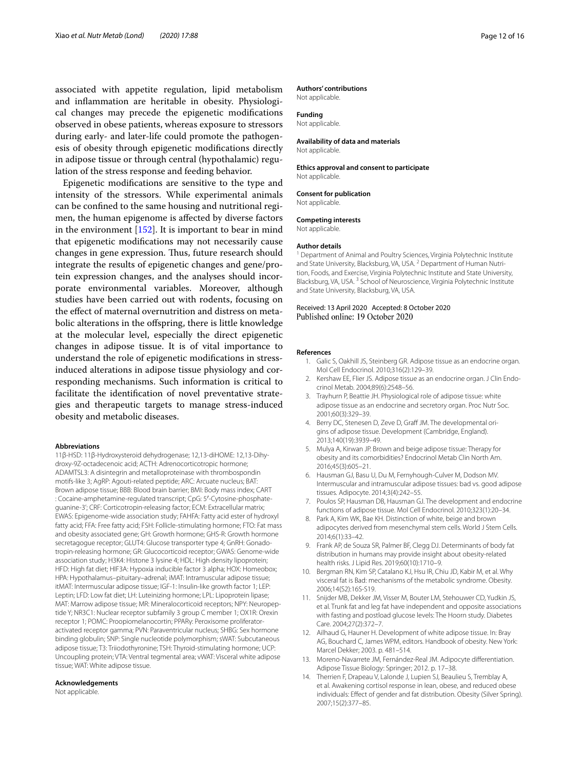associated with appetite regulation, lipid metabolism and inflammation are heritable in obesity. Physiological changes may precede the epigenetic modifications observed in obese patients, whereas exposure to stressors during early- and later-life could promote the pathogenesis of obesity through epigenetic modifications directly in adipose tissue or through central (hypothalamic) regulation of the stress response and feeding behavior.

Epigenetic modifications are sensitive to the type and intensity of the stressors. While experimental animals can be confined to the same housing and nutritional regimen, the human epigenome is affected by diverse factors in the environment [152]. It is important to bear in mind that epigenetic modifications may not necessarily cause changes in gene expression. Thus, future research should integrate the results of epigenetic changes and gene/protein expression changes, and the analyses should incorporate environmental variables. Moreover, although studies have been carried out with rodents, focusing on the effect of maternal overnutrition and distress on metabolic alterations in the offspring, there is little knowledge at the molecular level, especially the direct epigenetic changes in adipose tissue. It is of vital importance to understand the role of epigenetic modifications in stress-induced alterations in adipose tissue physiology and corresponding mechanisms. Such information is critical to facilitate the identification of novel preventative strategies and therapeutic targets to manage stress-induced obesity and metabolic diseases.

#### Abbreviations

11β-HSD: 11β-Hydroxysteroid dehydrogenase; 12,13-diHOME: 12,13-Dihydroxy-9Z-octadecenoic acid; ACTH: Adrenocorticotropic hormone; ADAMTSL3: A disintegrin and metalloproteinase with thrombospondin motifs-like 3; AgRP: Agouti-related peptide; ARC: Arcuate nucleus; BAT: Brown adipose tissue; BBB: Blood brain barrier; BMI: Body mass index; CART : Cocaine-amphetamine-regulated transcript; CpG: 5′-Cytosine-phosphate-guanine-3′; CRF: Corticotropin-releasing factor; ECM: Extracellular matrix; EWAS: Epigenome-wide association study; FAHFA: Fatty acid ester of hydroxyl fatty acid; FFA: Free fatty acid; FSH: Follicle-stimulating hormone; FTO: Fat mass and obesity associated gene; GH: Growth hormone; GHS-R: Growth hormone secretagogue receptor; GLUT4: Glucose transporter type 4; GnRH: Gonadotropin-releasing hormone; GR: Glucocorticoid receptor; GWAS: Genome-wide association study; H3K4: Histone 3 lysine 4; HDL: High density lipoprotein; HFD: High fat diet; HIF3A: Hypoxia inducible factor 3 alpha; HOX: Homeobox; HPA: Hypothalamus–pituitary–adrenal; iMAT: Intramuscular adipose tissue; itMAT: Intermuscular adipose tissue; IGF-1: Insulin-like growth factor 1; LEP: Leptin; LFD: Low fat diet; LH: Luteinizing hormone; LPL: Lipoprotein lipase; MAT: Marrow adipose tissue; MR: Mineralocorticoid receptors; NPY: Neuropeptide Y; NR3C1: Nuclear receptor subfamily 3 group C member 1; OX1R: Orexin receptor 1; POMC: Proopiomelanocortin; PPARγ: Peroxisome proliferator-activated receptor gamma; PVN: Paraventricular nucleus; SHBG: Sex hormone binding globulin; SNP: Single nucleotide polymorphism; sWAT: Subcutaneous adipose tissue; T3: Triiodothyronine; TSH: Thyroid-stimulating hormone; UCP: Uncoupling protein; VTA: Ventral tegmental area; vWAT: Visceral white adipose tissue; WAT: White adipose tissue.

#### Acknowledgements

Not applicable.

#### Authors' contributions

Not applicable.

#### Funding

Not applicable.

#### Availability of data and materials

Not applicable.

#### Ethics approval and consent to participate

Not applicable.

#### Consent for publication

Not applicable.

#### Competing interests

Not applicable.

#### Author details

[1] Department of Animal and Poultry Sciences, Virginia Polytechnic Institute and State University, Blacksburg, VA, USA. [2] Department of Human Nutrition, Foods, and Exercise, Virginia Polytechnic Institute and State University, Blacksburg, VA, USA. [3] School of Neuroscience, Virginia Polytechnic Institute and State University, Blacksburg, VA, USA.

Received: 13 April 2020 Accepted: 8 October 2020
Published online: 19 October 2020

#### References

1. Galic S, Oakhill JS, Steinberg GR. Adipose tissue as an endocrine organ. Mol Cell Endocrinol. 2010;316(2):129–39.
2. Kershaw EE, Flier JS. Adipose tissue as an endocrine organ. J Clin Endocrinol Metab. 2004;89(6):2548–56.
3. Trayhurn P, Beattie JH. Physiological role of adipose tissue: white adipose tissue as an endocrine and secretory organ. Proc Nutr Soc. 2001;60(3):329–39.
4. Berry DC, Stenesen D, Zeve D, Graff JM. The developmental origins of adipose tissue. Development (Cambridge, England). 2013;140(19):3939–49.
5. Mulya A, Kirwan JP. Brown and beige adipose tissue: Therapy for obesity and its comorbidities? Endocrinol Metab Clin North Am. 2016;45(3):605–21.
6. Hausman GJ, Basu U, Du M, Fernyhough-Culver M, Dodson MV. Intermuscular and intramuscular adipose tissues: bad vs. good adipose tissues. Adipocyte. 2014;3(4):242–55.
7. Poulos SP, Hausman DB, Hausman GJ. The development and endocrine functions of adipose tissue. Mol Cell Endocrinol. 2010;323(1):20–34.
8. Park A, Kim WK, Bae KH. Distinction of white, beige and brown adipocytes derived from mesenchymal stem cells. World J Stem Cells. 2014;6(1):33–42.
9. Frank AP, de Souza SR, Palmer BF, Clegg DJ. Determinants of body fat distribution in humans may provide insight about obesity-related health risks. J Lipid Res. 2019;60(10):1710–9.
10. Bergman RN, Kim SP, Catalano KJ, Hsu IR, Chiu JD, Kabir M, et al. Why visceral fat is Bad: mechanisms of the metabolic syndrome. Obesity. 2006;14(S2):16S-S19.
11. Snijder MB, Dekker JM, Visser M, Bouter LM, Stehouwer CD, Yudkin JS, et al. Trunk fat and leg fat have independent and opposite associations with fasting and postload glucose levels: The Hoorn study. Diabetes Care. 2004;27(2):372–7.
12. Ailhaud G, Hauner H. Development of white adipose tissue. In: Bray AG, Bouchard C, James WPM, editors. Handbook of obesity. New York: Marcel Dekker; 2003. p. 481–514.
13. Moreno-Navarrete JM, Fernández-Real JM. Adipocyte differentiation. Adipose Tissue Biology: Springer; 2012. p. 17–38.
14. Therrien F, Drapeau V, Lalonde J, Lupien SJ, Beaulieu S, Tremblay A, et al. Awakening cortisol response in lean, obese, and reduced obese individuals: Effect of gender and fat distribution. Obesity (Silver Spring). 2007;15(2):377–85.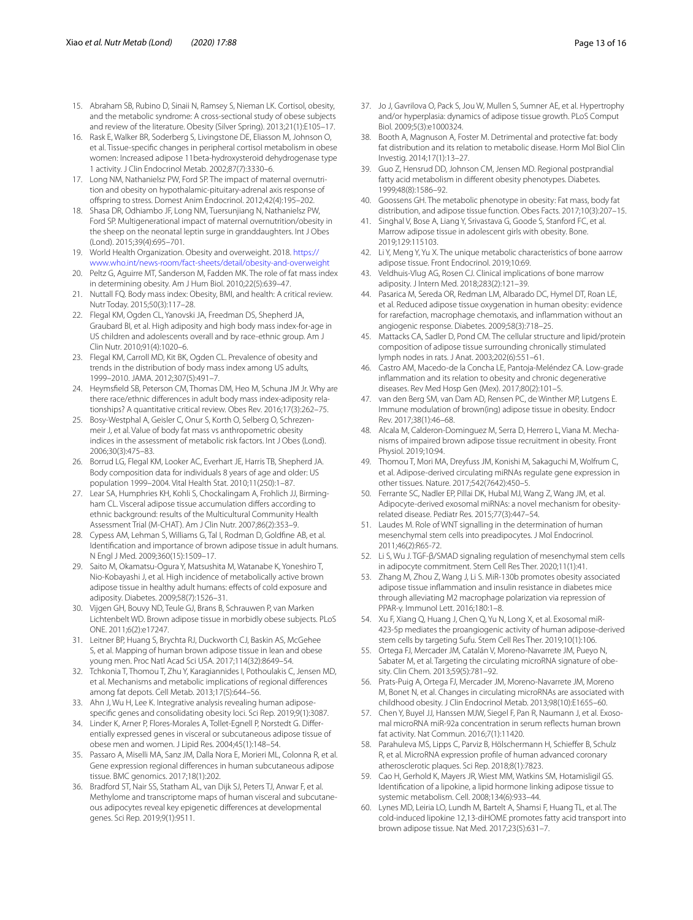15. Abraham SB, Rubino D, Sinaii N, Ramsey S, Nieman LK. Cortisol, obesity, and the metabolic syndrome: A cross-sectional study of obese subjects and review of the literature. Obesity (Silver Spring). 2013;21(1):E105–17.
16. Rask E, Walker BR, Soderberg S, Livingstone DE, Eliasson M, Johnson O, et al. Tissue-specific changes in peripheral cortisol metabolism in obese women: Increased adipose 11beta-hydroxysteroid dehydrogenase type 1 activity. J Clin Endocrinol Metab. 2002;87(7):3330–6.
17. Long NM, Nathanielsz PW, Ford SP. The impact of maternal overnutrition and obesity on hypothalamic-pituitary-adrenal axis response of offspring to stress. Domest Anim Endocrinol. 2012;42(4):195–202.
18. Shasa DR, Odhiambo JF, Long NM, Tuersunjiang N, Nathanielsz PW, Ford SP. Multigenerational impact of maternal overnutrition/obesity in the sheep on the neonatal leptin surge in granddaughters. Int J Obes (Lond). 2015;39(4):695–701.
19. World Health Organization. Obesity and overweight. 2018. https://www.who.int/news-room/fact-sheets/detail/obesity-and-overweight
20. Peltz G, Aguirre MT, Sanderson M, Fadden MK. The role of fat mass index in determining obesity. Am J Hum Biol. 2010;22(5):639–47.
21. Nuttall FQ. Body mass index: Obesity, BMI, and health: A critical review. Nutr Today. 2015;50(3):117–28.
22. Flegal KM, Ogden CL, Yanovski JA, Freedman DS, Shepherd JA, Graubard BI, et al. High adiposity and high body mass index-for-age in US children and adolescents overall and by race-ethnic group. Am J Clin Nutr. 2010;91(4):1020–6.
23. Flegal KM, Carroll MD, Kit BK, Ogden CL. Prevalence of obesity and trends in the distribution of body mass index among US adults, 1999–2010. JAMA. 2012;307(5):491–7.
24. Heymsfield SB, Peterson CM, Thomas DM, Heo M, Schuna JM Jr. Why are there race/ethnic differences in adult body mass index-adiposity relationships? A quantitative critical review. Obes Rev. 2016;17(3):262–75.
25. Bosy-Westphal A, Geisler C, Onur S, Korth O, Selberg O, Schrezenmeir J, et al. Value of body fat mass vs anthropometric obesity indices in the assessment of metabolic risk factors. Int J Obes (Lond). 2006;30(3):475–83.
26. Borrud LG, Flegal KM, Looker AC, Everhart JE, Harris TB, Shepherd JA. Body composition data for individuals 8 years of age and older: US population 1999–2004. Vital Health Stat. 2010;11(250):1–87.
27. Lear SA, Humphries KH, Kohli S, Chockalingam A, Frohlich JJ, Birmingham CL. Visceral adipose tissue accumulation differs according to ethnic background: results of the Multicultural Community Health Assessment Trial (M-CHAT). Am J Clin Nutr. 2007;86(2):353–9.
28. Cypess AM, Lehman S, Williams G, Tal I, Rodman D, Goldfine AB, et al. Identification and importance of brown adipose tissue in adult humans. N Engl J Med. 2009;360(15):1509–17.
29. Saito M, Okamatsu-Ogura Y, Matsushita M, Watanabe K, Yoneshiro T, Nio-Kobayashi J, et al. High incidence of metabolically active brown adipose tissue in healthy adult humans: effects of cold exposure and adiposity. Diabetes. 2009;58(7):1526–31.
30. Vijgen GH, Bouvy ND, Teule GJ, Brans B, Schrauwen P, van Marken Lichtenbelt WD. Brown adipose tissue in morbidly obese subjects. PLoS ONE. 2011;6(2):e17247.
31. Leitner BP, Huang S, Brychta RJ, Duckworth CJ, Baskin AS, McGehee S, et al. Mapping of human brown adipose tissue in lean and obese young men. Proc Natl Acad Sci USA. 2017;114(32):8649–54.
32. Tchkonia T, Thomou T, Zhu Y, Karagiannides I, Pothoulakis C, Jensen MD, et al. Mechanisms and metabolic implications of regional differences among fat depots. Cell Metab. 2013;17(5):644–56.
33. Ahn J, Wu H, Lee K. Integrative analysis revealing human adipose-specific genes and consolidating obesity loci. Sci Rep. 2019;9(1):3087.
34. Linder K, Arner P, Flores-Morales A, Tollet-Egnell P, Norstedt G. Differentially expressed genes in visceral or subcutaneous adipose tissue of obese men and women. J Lipid Res. 2004;45(1):148–54.
35. Passaro A, Miselli MA, Sanz JM, Dalla Nora E, Morieri ML, Colonna R, et al. Gene expression regional differences in human subcutaneous adipose tissue. BMC genomics. 2017;18(1):202.
36. Bradford ST, Nair SS, Statham AL, van Dijk SJ, Peters TJ, Anwar F, et al. Methylome and transcriptome maps of human visceral and subcutaneous adipocytes reveal key epigenetic differences at developmental genes. Sci Rep. 2019;9(1):9511.
37. Jo J, Gavrilova O, Pack S, Jou W, Mullen S, Sumner AE, et al. Hypertrophy and/or hyperplasia: dynamics of adipose tissue growth. PLoS Comput Biol. 2009;5(3):e1000324.
38. Booth A, Magnuson A, Foster M. Detrimental and protective fat: body fat distribution and its relation to metabolic disease. Horm Mol Biol Clin Investig. 2014;17(1):13–27.
39. Guo Z, Hensrud DD, Johnson CM, Jensen MD. Regional postprandial fatty acid metabolism in different obesity phenotypes. Diabetes. 1999;48(8):1586–92.
40. Goossens GH. The metabolic phenotype in obesity: Fat mass, body fat distribution, and adipose tissue function. Obes Facts. 2017;10(3):207–15.
41. Singhal V, Bose A, Liang Y, Srivastava G, Goode S, Stanford FC, et al. Marrow adipose tissue in adolescent girls with obesity. Bone. 2019;129:115103.
42. Li Y, Meng Y, Yu X. The unique metabolic characteristics of bone aarrow adipose tissue. Front Endocrinol. 2019;10:69.
43. Veldhuis-Vlug AG, Rosen CJ. Clinical implications of bone marrow adiposity. J Intern Med. 2018;283(2):121–39.
44. Pasarica M, Sereda OR, Redman LM, Albarado DC, Hymel DT, Roan LE, et al. Reduced adipose tissue oxygenation in human obesity: evidence for rarefaction, macrophage chemotaxis, and inflammation without an angiogenic response. Diabetes. 2009;58(3):718–25.
45. Mattacks CA, Sadler D, Pond CM. The cellular structure and lipid/protein composition of adipose tissue surrounding chronically stimulated lymph nodes in rats. J Anat. 2003;202(6):551–61.
46. Castro AM, Macedo-de la Concha LE, Pantoja-Meléndez CA. Low-grade inflammation and its relation to obesity and chronic degenerative diseases. Rev Med Hosp Gen (Mex). 2017;80(2):101–5.
47. van den Berg SM, van Dam AD, Rensen PC, de Winther MP, Lutgens E. Immune modulation of brown(ing) adipose tissue in obesity. Endocr Rev. 2017;38(1):46–68.
48. Alcala M, Calderon-Dominguez M, Serra D, Herrero L, Viana M. Mechanisms of impaired brown adipose tissue recruitment in obesity. Front Physiol. 2019;10:94.
49. Thomou T, Mori MA, Dreyfuss JM, Konishi M, Sakaguchi M, Wolfrum C, et al. Adipose-derived circulating miRNAs regulate gene expression in other tissues. Nature. 2017;542(7642):450–5.
50. Ferrante SC, Nadler EP, Pillai DK, Hubal MJ, Wang Z, Wang JM, et al. Adipocyte-derived exosomal miRNAs: a novel mechanism for obesity-related disease. Pediatr Res. 2015;77(3):447–54.
51. Laudes M. Role of WNT signalling in the determination of human mesenchymal stem cells into preadipocytes. J Mol Endocrinol. 2011;46(2):R65-72.
52. Li S, Wu J. TGF-β/SMAD signaling regulation of mesenchymal stem cells in adipocyte commitment. Stem Cell Res Ther. 2020;11(1):41.
53. Zhang M, Zhou Z, Wang J, Li S. MiR-130b promotes obesity associated adipose tissue inflammation and insulin resistance in diabetes mice through alleviating M2 macrophage polarization via repression of PPAR-γ. Immunol Lett. 2016;180:1–8.
54. Xu F, Xiang Q, Huang J, Chen Q, Yu N, Long X, et al. Exosomal miR-423-5p mediates the proangiogenic activity of human adipose-derived stem cells by targeting Sufu. Stem Cell Res Ther. 2019;10(1):106.
55. Ortega FJ, Mercader JM, Catalán V, Moreno-Navarrete JM, Pueyo N, Sabater M, et al. Targeting the circulating microRNA signature of obesity. Clin Chem. 2013;59(5):781–92.
56. Prats-Puig A, Ortega FJ, Mercader JM, Moreno-Navarrete JM, Moreno M, Bonet N, et al. Changes in circulating microRNAs are associated with childhood obesity. J Clin Endocrinol Metab. 2013;98(10):E1655–60.
57. Chen Y, Buyel JJ, Hanssen MJW, Siegel F, Pan R, Naumann J, et al. Exosomal microRNA miR-92a concentration in serum reflects human brown fat activity. Nat Commun. 2016;7(1):11420.
58. Parahuleva MS, Lipps C, Parviz B, Hölschermann H, Schieffer B, Schulz R, et al. MicroRNA expression profile of human advanced coronary atherosclerotic plaques. Sci Rep. 2018;8(1):7823.
59. Cao H, Gerhold K, Mayers JR, Wiest MM, Watkins SM, Hotamisligil GS. Identification of a lipokine, a lipid hormone linking adipose tissue to systemic metabolism. Cell. 2008;134(6):933–44.
60. Lynes MD, Leiria LO, Lundh M, Bartelt A, Shamsi F, Huang TL, et al. The cold-induced lipokine 12,13-diHOME promotes fatty acid transport into brown adipose tissue. Nat Med. 2017;23(5):631–7.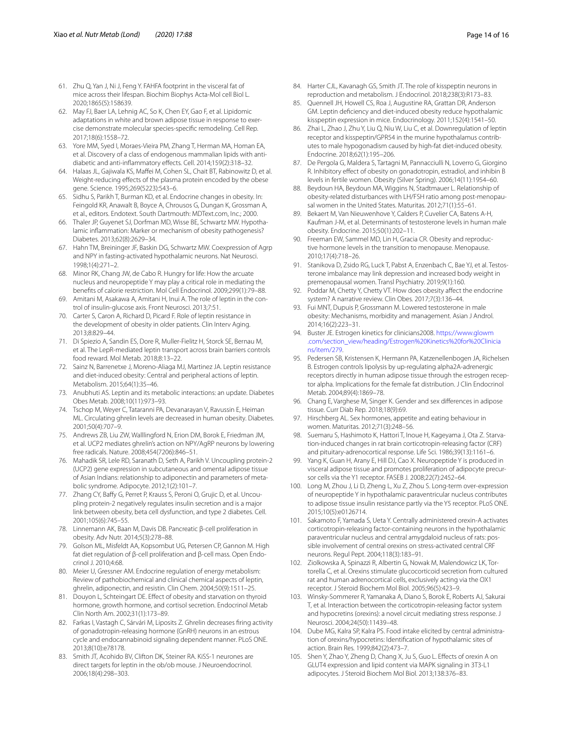61. Zhu Q, Yan J, Ni J, Feng Y. FAHFA footprint in the visceral fat of mice across their lifespan. Biochim Biophys Acta-Mol cell Biol L. 2020;1865(5):158639.
62. May FJ, Baer LA, Lehnig AC, So K, Chen EY, Gao F, et al. Lipidomic adaptations in white and brown adipose tissue in response to exercise demonstrate molecular species-specific remodeling. Cell Rep. 2017;18(6):1558–72.
63. Yore MM, Syed I, Moraes-Vieira PM, Zhang T, Herman MA, Homan EA, et al. Discovery of a class of endogenous mammalian lipids with anti-diabetic and anti-inflammatory effects. Cell. 2014;159(2):318–32.
64. Halaas JL, Gajiwala KS, Maffei M, Cohen SL, Chait BT, Rabinowitz D, et al. Weight-reducing effects of the plasma protein encoded by the obese gene. Science. 1995;269(5223):543–6.
65. Sidhu S, Parikh T, Burman KD, et al. Endocrine changes in obesity. In: Feingold KR, Anawalt B, Boyce A, Chrousos G, Dungan K, Grossman A, et al., editors. Endotext. South Dartmouth: MDText.com, Inc.; 2000.
66. Thaler JP, Guyenet SJ, Dorfman MD, Wisse BE, Schwartz MW. Hypothalamic inflammation: Marker or mechanism of obesity pathogenesis? Diabetes. 2013;62(8):2629–34.
67. Hahn TM, Breininger JF, Baskin DG, Schwartz MW. Coexpression of Agrp and NPY in fasting-activated hypothalamic neurons. Nat Neurosci. 1998;1(4):271–2.
68. Minor RK, Chang JW, de Cabo R. Hungry for life: How the arcuate nucleus and neuropeptide Y may play a critical role in mediating the benefits of calorie restriction. Mol Cell Endocrinol. 2009;299(1):79–88.
69. Amitani M, Asakawa A, Amitani H, Inui A. The role of leptin in the control of insulin-glucose axis. Front Neurosci. 2013;7:51.
70. Carter S, Caron A, Richard D, Picard F. Role of leptin resistance in the development of obesity in older patients. Clin Interv Aging. 2013;8:829–44.
71. Di Spiezio A, Sandin ES, Dore R, Muller-Fielitz H, Storck SE, Bernau M, et al. The LepR-mediated leptin transport across brain barriers controls food reward. Mol Metab. 2018;8:13–22.
72. Sainz N, Barrenetxe J, Moreno-Aliaga MJ, Martinez JA. Leptin resistance and diet-induced obesity: Central and peripheral actions of leptin. Metabolism. 2015;64(1):35–46.
73. Anubhuti AS. Leptin and its metabolic interactions: an update. Diabetes Obes Metab. 2008;10(11):973–93.
74. Tschop M, Weyer C, Tataranni PA, Devanarayan V, Ravussin E, Heiman ML. Circulating ghrelin levels are decreased in human obesity. Diabetes. 2001;50(4):707–9.
75. Andrews ZB, Liu ZW, Walllingford N, Erion DM, Borok E, Friedman JM, et al. UCP2 mediates ghrelin's action on NPY/AgRP neurons by lowering free radicals. Nature. 2008;454(7206):846–51.
76. Mahadik SR, Lele RD, Saranath D, Seth A, Parikh V. Uncoupling protein-2 (UCP2) gene expression in subcutaneous and omental adipose tissue of Asian Indians: relationship to adiponectin and parameters of metabolic syndrome. Adipocyte. 2012;1(2):101–7.
77. Zhang CY, Baffy G, Perret P, Krauss S, Peroni O, Grujic D, et al. Uncoupling protein-2 negatively regulates insulin secretion and is a major link between obesity, beta cell dysfunction, and type 2 diabetes. Cell. 2001;105(6):745–55.
78. Linnemann AK, Baan M, Davis DB. Pancreatic β-cell proliferation in obesity. Adv Nutr. 2014;5(3):278–88.
79. Golson ML, Misfeldt AA, Kopsombut UG, Petersen CP, Gannon M. High fat diet regulation of β-cell proliferation and β-cell mass. Open Endocrinol J. 2010;4:68.
80. Meier U, Gressner AM. Endocrine regulation of energy metabolism: Review of pathobiochemical and clinical chemical aspects of leptin, ghrelin, adiponectin, and resistin. Clin Chem. 2004;50(9):1511–25.
81. Douyon L, Schteingart DE. Effect of obesity and starvation on thyroid hormone, growth hormone, and cortisol secretion. Endocrinol Metab Clin North Am. 2002;31(1):173–89.
82. Farkas I, Vastagh C, Sárvári M, Liposits Z. Ghrelin decreases firing activity of gonadotropin-releasing hormone (GnRH) neurons in an estrous cycle and endocannabinoid signaling dependent manner. PLoS ONE. 2013;8(10):e78178.
83. Smith JT, Acohido BV, Clifton DK, Steiner RA. KiSS-1 neurones are direct targets for leptin in the ob/ob mouse. J Neuroendocrinol. 2006;18(4):298–303.
84. Harter CJL, Kavanagh GS, Smith JT. The role of kisspeptin neurons in reproduction and metabolism. J Endocrinol. 2018;238(3):R173–83.
85. Quennell JH, Howell CS, Roa J, Augustine RA, Grattan DR, Anderson GM. Leptin deficiency and diet-induced obesity reduce hypothalamic kisspeptin expression in mice. Endocrinology. 2011;152(4):1541–50.
86. Zhai L, Zhao J, Zhu Y, Liu Q, Niu W, Liu C, et al. Downregulation of leptin receptor and kisspeptin/GPR54 in the murine hypothalamus contributes to male hypogonadism caused by high-fat diet-induced obesity. Endocrine. 2018;62(1):195–206.
87. De Pergola G, Maldera S, Tartagni M, Pannacciulli N, Loverro G, Giorgino R. Inhibitory effect of obesity on gonadotropin, estradiol, and inhibin B levels in fertile women. Obesity (Silver Spring). 2006;14(11):1954–60.
88. Beydoun HA, Beydoun MA, Wiggins N, Stadtmauer L. Relationship of obesity-related disturbances with LH/FSH ratio among post-menopausal women in the United States. Maturitas. 2012;71(1):55–61.
89. Bekaert M, Van Nieuwenhove Y, Calders P, Cuvelier CA, Batens A-H, Kaufman J-M, et al. Determinants of testosterone levels in human male obesity. Endocrine. 2015;50(1):202–11.
90. Freeman EW, Sammel MD, Lin H, Gracia CR. Obesity and reproductive hormone levels in the transition to menopause. Menopause. 2010;17(4):718–26.
91. Stanikova D, Zsido RG, Luck T, Pabst A, Enzenbach C, Bae YJ, et al. Testosterone imbalance may link depression and increased body weight in premenopausal women. Transl Psychiatry. 2019;9(1):160.
92. Poddar M, Chetty Y, Chetty VT. How does obesity affect the endocrine system? A narrative review. Clin Obes. 2017;7(3):136–44.
93. Fui MNT, Dupuis P, Grossmann M. Lowered testosterone in male obesity: Mechanisms, morbidity and management. Asian J Androl. 2014;16(2):223–31.
94. Buster JE. Estrogen kinetics for clinicians2008. https://www.glowm.com/section_view/heading/Estrogen%20Kinetics%20for%20Clinicians/item/279.
95. Pedersen SB, Kristensen K, Hermann PA, Katzenellenbogen JA, Richelsen B. Estrogen controls lipolysis by up-regulating alpha2A-adrenergic receptors directly in human adipose tissue through the estrogen receptor alpha. Implications for the female fat distribution. J Clin Endocrinol Metab. 2004;89(4):1869–78.
96. Chang E, Varghese M, Singer K. Gender and sex differences in adipose tissue. Curr Diab Rep. 2018;18(9):69.
97. Hirschberg AL. Sex hormones, appetite and eating behaviour in women. Maturitas. 2012;71(3):248–56.
98. Suemaru S, Hashimoto K, Hattori T, Inoue H, Kageyama J, Ota Z. Starvation-induced changes in rat brain corticotropin-releasing factor (CRF) and pituitary-adrenocortical response. Life Sci. 1986;39(13):1161–6.
99. Yang K, Guan H, Arany E, Hill DJ, Cao X. Neuropeptide Y is produced in visceral adipose tissue and promotes proliferation of adipocyte precursor cells via the Y1 receptor. FASEB J. 2008;22(7):2452–64.
100. Long M, Zhou J, Li D, Zheng L, Xu Z, Zhou S. Long-term over-expression of neuropeptide Y in hypothalamic paraventricular nucleus contributes to adipose tissue insulin resistance partly via the Y5 receptor. PLoS ONE. 2015;10(5):e0126714.
101. Sakamoto F, Yamada S, Ueta Y. Centrally administered orexin-A activates corticotropin-releasing factor-containing neurons in the hypothalamic paraventricular nucleus and central amygdaloid nucleus of rats: possible involvement of central orexins on stress-activated central CRF neurons. Regul Pept. 2004;118(3):183–91.
102. Ziolkowska A, Spinazzi R, Albertin G, Nowak M, Malendowicz LK, Tortorella C, et al. Orexins stimulate glucocorticoid secretion from cultured rat and human adrenocortical cells, exclusively acting via the OX1 receptor. J Steroid Biochem Mol Biol. 2005;96(5):423–9.
103. Winsky-Sommerer R, Yamanaka A, Diano S, Borok E, Roberts AJ, Sakurai T, et al. Interaction between the corticotropin-releasing factor system and hypocretins (orexins): a novel circuit mediating stress response. J Neurosci. 2004;24(50):11439–48.
104. Dube MG, Kalra SP, Kalra PS. Food intake elicited by central administration of orexins/hypocretins: Identification of hypothalamic sites of action. Brain Res. 1999;842(2):473–7.
105. Shen Y, Zhao Y, Zheng D, Chang X, Ju S, Guo L. Effects of orexin A on GLUT4 expression and lipid content via MAPK signaling in 3T3-L1 adipocytes. J Steroid Biochem Mol Biol. 2013;138:376–83.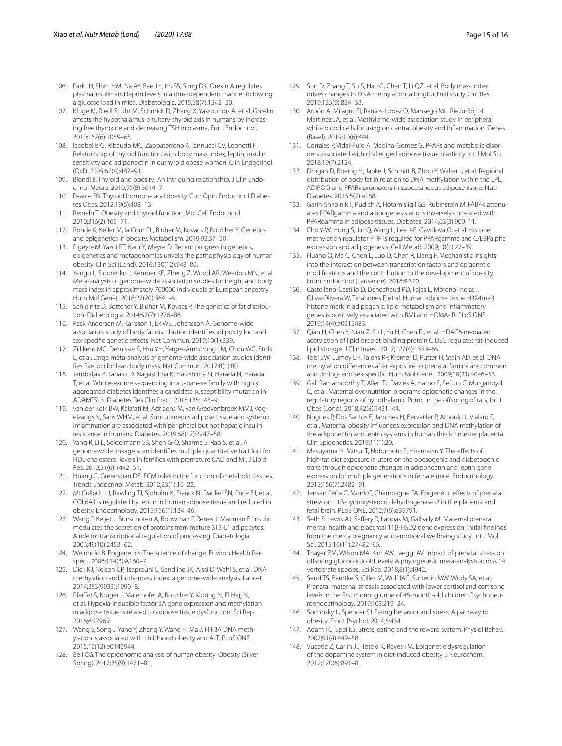106. Park JH, Shim HM, Na AY, Bae JH, Im SS, Song DK. Orexin A regulates plasma insulin and leptin levels in a time-dependent manner following a glucose load in mice. Diabetologia. 2015;58(7):1542–50.
107. Kluge M, Riedl S, Uhr M, Schmidt D, Zhang X, Yassouridis A, et al. Ghrelin affects the hypothalamus-pituitary-thyroid axis in humans by increasing free thyroxine and decreasing TSH in plasma. Eur J Endocrinol. 2010;162(6):1059–65.
108. Iacobellis G, Ribaudo MC, Zappaterreno A, Iannucci CV, Leonetti F. Relationship of thyroid function with body mass index, leptin, insulin sensitivity and adiponectin in euthyroid obese women. Clin Endocrinol (Oxf). 2005;62(4):487–91.
109. Biondi B. Thyroid and obesity: An intriguing relationship. J Clin Endocrinol Metab. 2010;95(8):3614–7.
110. Pearce EN. Thyroid hormone and obesity. Curr Opin Endocrinol Diabetes Obes. 2012;19(5):408–13.
111. Reinehr T. Obesity and thyroid function. Mol Cell Endocrinol. 2010;316(2):165–71.
112. Rohde K, Keller M, la Cour PL, Bluher M, Kovacs P, Bottcher Y. Genetics and epigenetics in obesity. Metabolism. 2019;92:37–50.
113. Pigeyre M, Yazdi FT, Kaur Y, Meyre D. Recent progress in genetics, epigenetics and metagenomics unveils the pathophysiology of human obesity. Clin Sci (Lond). 2016;130(12):943–86.
114. Yengo L, Sidorenko J, Kemper KE, Zheng Z, Wood AR, Weedon MN, et al. Meta-analysis of genome-wide association studies for height and body mass index in approximately 700000 individuals of European ancestry. Hum Mol Genet. 2018;27(20):3641–9.
115. Schleinitz D, Bottcher Y, Bluher M, Kovacs P. The genetics of fat distribution. Diabetologia. 2014;57(7):1276–86.
116. Rask-Andersen M, Karlsson T, Ek WE, Johansson Å. Genome-wide association study of body fat distribution identifies adiposity loci and sex-specific genetic effects. Nat Commun. 2019;10(1):339.
117. Zillikens MC, Demissie S, Hsu YH, Yerges-Armstrong LM, Chou WC, Stolk L, et al. Large meta-analysis of genome-wide association studies identifies five loci for lean body mass. Nat Commun. 2017;8(1):80.
118. Jambaljav B, Tanaka D, Nagashima K, Harashima SI, Harada N, Harada T, et al. Whole-exome sequencing in a Japanese family with highly aggregated diabetes identifies a candidate susceptibility mutation in ADAMTSL3. Diabetes Res Clin Pract. 2018;135:143–9.
119. van der Kolk BW, Kalafati M, Adriaens M, van Greevenbroek MMJ, Vogelzangs N, Saris WHM, et al. Subcutaneous adipose tissue and systemic inflammation are associated with peripheral but not hepatic insulin resistance in humans. Diabetes. 2019;68(12):2247–58.
120. Yang R, Li L, Seidelmann SB, Shen G-Q, Sharma S, Rao S, et al. A genome-wide linkage scan identifies multiple quantitative trait loci for HDL-cholesterol levels in families with premature CAD and MI. J Lipid Res. 2010;51(6):1442–51.
121. Huang G, Greenspan DS. ECM roles in the function of metabolic tissues. Trends Endocrinol Metab. 2012;23(1):16–22.
122. McCulloch LJ, Rawling TJ, Sjöholm K, Franck N, Dankel SN, Price EJ, et al. COL6A3 is regulated by leptin in human adipose tissue and reduced in obesity. Endocrinology. 2015;156(1):134–46.
123. Wang P, Keijer J, Bunschoten A, Bouwman F, Renes J, Mariman E. Insulin modulates the secretion of proteins from mature 3T3-L1 adipocytes: A role for transcriptional regulation of processing. Diabetologia. 2006;49(10):2453–62.
124. Weinhold B. Epigenetics: The science of change. Environ Health Perspect. 2006;114(3):A160–7.
125. Dick KJ, Nelson CP, Tsaprouni L, Sandling JK, Aissi D, Wahl S, et al. DNA methylation and body-mass index: a genome-wide analysis. Lancet. 2014;383(9933):1990–8.
126. Pfeiffer S, Krüger J, Maierhofer A, Böttcher Y, Klöting N, El Hajj N, et al. Hypoxia-inducible factor 3A gene expression and methylation in adipose tissue is related to adipose tissue dysfunction. Sci Rep. 2016;6:27969.
127. Wang S, Song J, Yang Y, Zhang Y, Wang H, Ma J. HIF3A DNA methylation is associated with childhood obesity and ALT. PLoS ONE. 2015;10(12):e0145944.
128. Bell CG. The epigenomic analysis of human obesity. Obesity (Silver Spring). 2017;25(9):1471–81.
129. Sun D, Zhang T, Su S, Hao G, Chen T, Li QZ, et al. Body mass index drives changes in DNA methylation: a longitudinal study. Circ Res. 2019;125(9):824–33.
130. Arpón A, Milagro FI, Ramos-Lopez O, Mansego ML, Riezu-Boj J-I, Martínez JA, et al. Methylome-wide association study in peripheral white blood cells focusing on central obesity and inflammation. Genes (Basel). 2019;10(6):444.
131. Corrales P, Vidal-Puig A, Medina-Gomez G. PPARs and metabolic disorders associated with challenged adipose tissue plasticity. Int J Mol Sci. 2018;19(7):2124.
132. Drogan D, Boeing H, Janke J, Schmitt B, Zhou Y, Walter J, et al. Regional distribution of body fat in relation to DNA methylation within the LPL, ADIPOQ and PPARγ promoters in subcutaneous adipose tissue. Nutr Diabetes. 2015;5(7):e168.
133. Garin-Shkolnik T, Rudich A, Hotamisligil GS, Rubinstein M. FABP4 attenuates PPARgamma and adipogenesis and is inversely correlated with PPARgamma in adipose tissues. Diabetes. 2014;63(3):900–11.
134. Cho Y-W, Hong S, Jin Q, Wang L, Lee J-E, Gavrilova O, et al. Histone methylation regulator PTIP is required for PPARgamma and C/EBPalpha expression and adipogenesis. Cell Metab. 2009;10(1):27–39.
135. Huang Q, Ma C, Chen L, Luo D, Chen R, Liang F. Mechanistic insights into the interaction between transcription factors and epigenetic modifications and the contribution to the development of obesity. Front Endocrinol (Lausanne). 2018;9:370.
136. Castellano-Castillo D, Denechaud PD, Fajas L, Moreno-Indias I, Oliva-Olivera W, Tinahones F, et al. Human adipose tissue H3K4me3 histone mark in adipogenic, lipid metabolism and inflammatory genes is positively associated with BMI and HOMA-IR. PLoS ONE. 2019;14(4):e0215083.
137. Qian H, Chen Y, Nian Z, Su L, Yu H, Chen FJ, et al. HDAC6-mediated acetylation of lipid droplet-binding protein CIDEC regulates fat-induced lipid storage. J Clin Invest. 2017;127(4):1353–69.
138. Tobi EW, Lumey LH, Talens RP, Kremer D, Putter H, Stein AD, et al. DNA methylation differences after exposure to prenatal famine are common and timing- and sex-specific. Hum Mol Genet. 2009;18(21):4046–53.
139. Gali Ramamoorthy T, Allen TJ, Davies A, Harno E, Sefton C, Murgatroyd C, et al. Maternal overnutrition programs epigenetic changes in the regulatory regions of hypothalamic Pomc in the offspring of rats. Int J Obes (Lond). 2018;42(8):1431–44.
140. Nogues P, Dos Santos E, Jammes H, Berveiller P, Arnould L, Vialard F, et al. Maternal obesity influences expression and DNA methylation of the adiponectin and leptin systems in human third-trimester placenta. Clin Epigenetics. 2019;11(1):20.
141. Masuyama H, Mitsui T, Nobumoto E, Hiramatsu Y. The effects of high-fat diet exposure in utero on the obesogenic and diabetogenic traits through epigenetic changes in adiponectin and leptin gene expression for multiple generations in female mice. Endocrinology. 2015;156(7):2482–91.
142. Jensen Peña C, Monk C, Champagne FA. Epigenetic effects of prenatal stress on 11β-hydroxysteroid dehydrogenase-2 in the placenta and fetal brain. PLoS ONE. 2012;7(6):e39791.
143. Seth S, Lewis AJ, Saffery R, Lappas M, Galbally M. Maternal prenatal mental health and placental 11β-HSD2 gene expression: Initial findings from the mercy pregnancy and emotional wellbeing study. Int J Mol Sci. 2015;16(11):27482–96.
144. Thayer ZM, Wilson MA, Kim AW, Jaeggi AV. Impact of prenatal stress on offspring glucocorticoid levels: A phylogenetic meta-analysis across 14 vertebrate species. Sci Rep. 2018;8(1):4942.
145. Send TS, Bardtke S, Gilles M, Wolf IAC, Sutterlin MW, Wudy SA, et al. Prenatal maternal stress is associated with lower cortisol and cortisone levels in the first morning urine of 45-month-old children. Psychoneuroendocrinology. 2019;103:219–24.
146. Sominsky L, Spencer SJ. Eating behavior and stress: A pathway to obesity. Front Psychol. 2014;5:434.
147. Adam TC, Epel ES. Stress, eating and the reward system. Physiol Behav. 2007;91(4):449–58.
148. Vucetic Z, Carlin JL, Totoki K, Reyes TM. Epigenetic dysregulation of the dopamine system in diet-induced obesity. J Neurochem. 2012;120(6):891–8.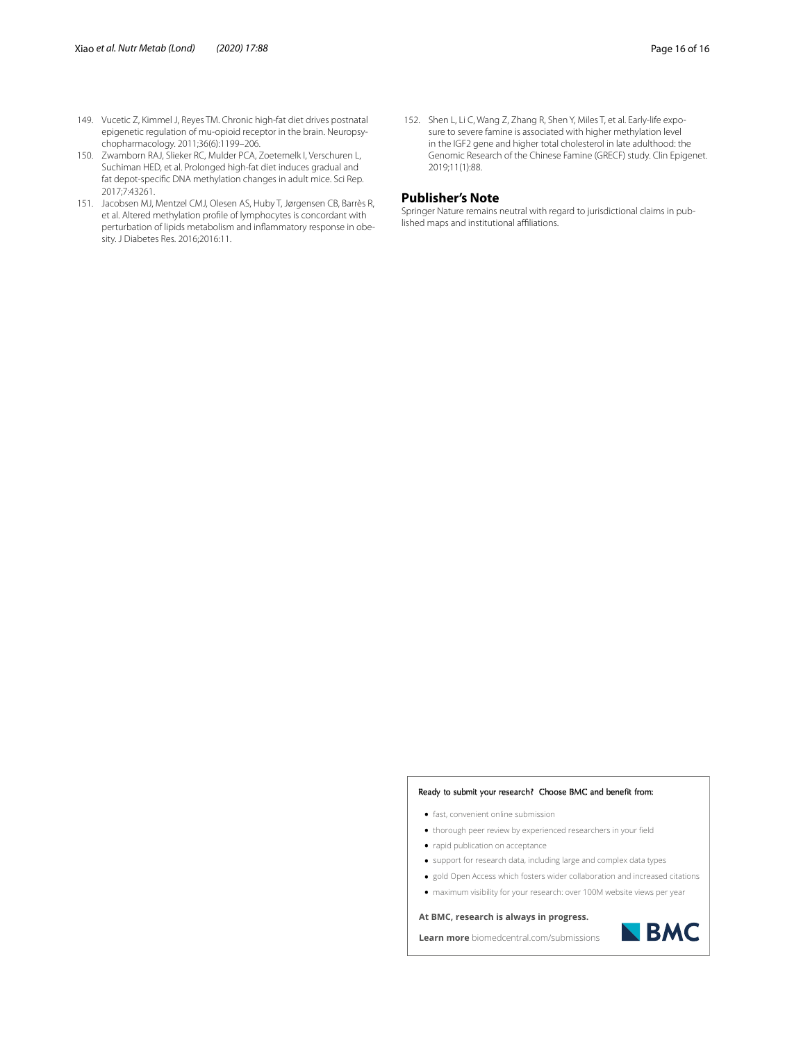149. Vucetic Z, Kimmel J, Reyes TM. Chronic high-fat diet drives postnatal epigenetic regulation of mu-opioid receptor in the brain. Neuropsychopharmacology. 2011;36(6):1199–206.
150. Zwamborn RAJ, Slieker RC, Mulder PCA, Zoetemelk I, Verschuren L, Suchiman HED, et al. Prolonged high-fat diet induces gradual and fat depot-specific DNA methylation changes in adult mice. Sci Rep. 2017;7:43261.
151. Jacobsen MJ, Mentzel CMJ, Olesen AS, Huby T, Jørgensen CB, Barrès R, et al. Altered methylation profile of lymphocytes is concordant with perturbation of lipids metabolism and inflammatory response in obesity. J Diabetes Res. 2016;2016:11.
152. Shen L, Li C, Wang Z, Zhang R, Shen Y, Miles T, et al. Early-life exposure to severe famine is associated with higher methylation level in the IGF2 gene and higher total cholesterol in late adulthood: the Genomic Research of the Chinese Famine (GRECF) study. Clin Epigenet. 2019;11(1):88.

## Publisher's Note

Springer Nature remains neutral with regard to jurisdictional claims in published maps and institutional affiliations.

Ready to submit your research? Choose BMC and benefit from:

- fast, convenient online submission
- thorough peer review by experienced researchers in your field
- rapid publication on acceptance
- support for research data, including large and complex data types
- gold Open Access which fosters wider collaboration and increased citations
- maximum visibility for your research: over 100M website views per year

**At BMC, research is always in progress.**

**Learn more** biomedcentral.com/submissions

BMC